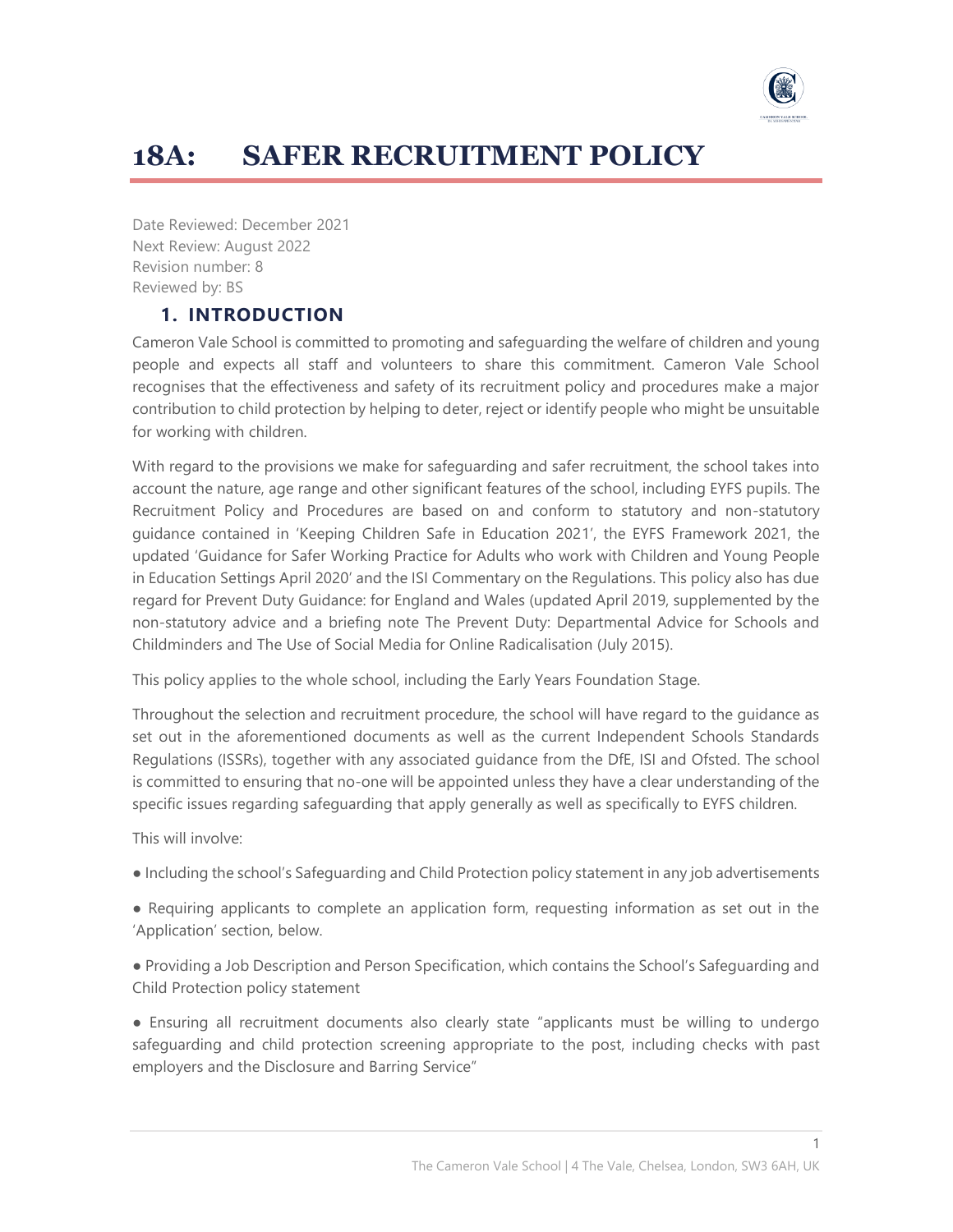# 18A: SAFER RECRUITMENT POLICY

Date Reviewed: December 2021
Next Review: August 2022
Revision number: 8
Reviewed by: BS

## 1. INTRODUCTION

Cameron Vale School is committed to promoting and safeguarding the welfare of children and young people and expects all staff and volunteers to share this commitment. Cameron Vale School recognises that the effectiveness and safety of its recruitment policy and procedures make a major contribution to child protection by helping to deter, reject or identify people who might be unsuitable for working with children.

With regard to the provisions we make for safeguarding and safer recruitment, the school takes into account the nature, age range and other significant features of the school, including EYFS pupils. The Recruitment Policy and Procedures are based on and conform to statutory and non-statutory guidance contained in 'Keeping Children Safe in Education 2021', the EYFS Framework 2021, the updated 'Guidance for Safer Working Practice for Adults who work with Children and Young People in Education Settings April 2020' and the ISI Commentary on the Regulations. This policy also has due regard for Prevent Duty Guidance: for England and Wales (updated April 2019, supplemented by the non-statutory advice and a briefing note The Prevent Duty: Departmental Advice for Schools and Childminders and The Use of Social Media for Online Radicalisation (July 2015).

This policy applies to the whole school, including the Early Years Foundation Stage.

Throughout the selection and recruitment procedure, the school will have regard to the guidance as set out in the aforementioned documents as well as the current Independent Schools Standards Regulations (ISSRs), together with any associated guidance from the DfE, ISI and Ofsted. The school is committed to ensuring that no-one will be appointed unless they have a clear understanding of the specific issues regarding safeguarding that apply generally as well as specifically to EYFS children.

This will involve:

- Including the school's Safeguarding and Child Protection policy statement in any job advertisements
- Requiring applicants to complete an application form, requesting information as set out in the 'Application' section, below.
- Providing a Job Description and Person Specification, which contains the School's Safeguarding and Child Protection policy statement
- Ensuring all recruitment documents also clearly state "applicants must be willing to undergo safeguarding and child protection screening appropriate to the post, including checks with past employers and the Disclosure and Barring Service"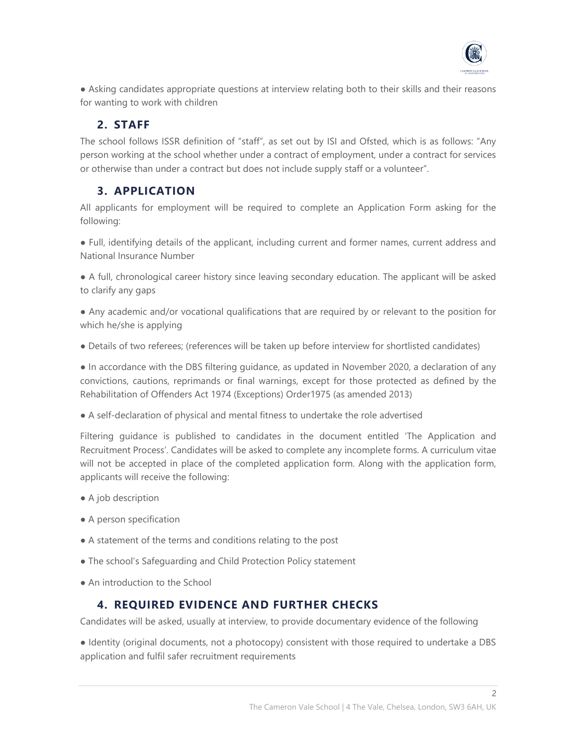● Asking candidates appropriate questions at interview relating both to their skills and their reasons for wanting to work with children

## 2. STAFF

The school follows ISSR definition of "staff", as set out by ISI and Ofsted, which is as follows: "Any person working at the school whether under a contract of employment, under a contract for services or otherwise than under a contract but does not include supply staff or a volunteer".

## 3. APPLICATION

All applicants for employment will be required to complete an Application Form asking for the following:

● Full, identifying details of the applicant, including current and former names, current address and National Insurance Number

● A full, chronological career history since leaving secondary education. The applicant will be asked to clarify any gaps

● Any academic and/or vocational qualifications that are required by or relevant to the position for which he/she is applying

● Details of two referees; (references will be taken up before interview for shortlisted candidates)

● In accordance with the DBS filtering guidance, as updated in November 2020, a declaration of any convictions, cautions, reprimands or final warnings, except for those protected as defined by the Rehabilitation of Offenders Act 1974 (Exceptions) Order1975 (as amended 2013)

● A self-declaration of physical and mental fitness to undertake the role advertised

Filtering guidance is published to candidates in the document entitled 'The Application and Recruitment Process'. Candidates will be asked to complete any incomplete forms. A curriculum vitae will not be accepted in place of the completed application form. Along with the application form, applicants will receive the following:

● A job description

● A person specification

● A statement of the terms and conditions relating to the post

● The school's Safeguarding and Child Protection Policy statement

● An introduction to the School

## 4. REQUIRED EVIDENCE AND FURTHER CHECKS

Candidates will be asked, usually at interview, to provide documentary evidence of the following

● Identity (original documents, not a photocopy) consistent with those required to undertake a DBS application and fulfil safer recruitment requirements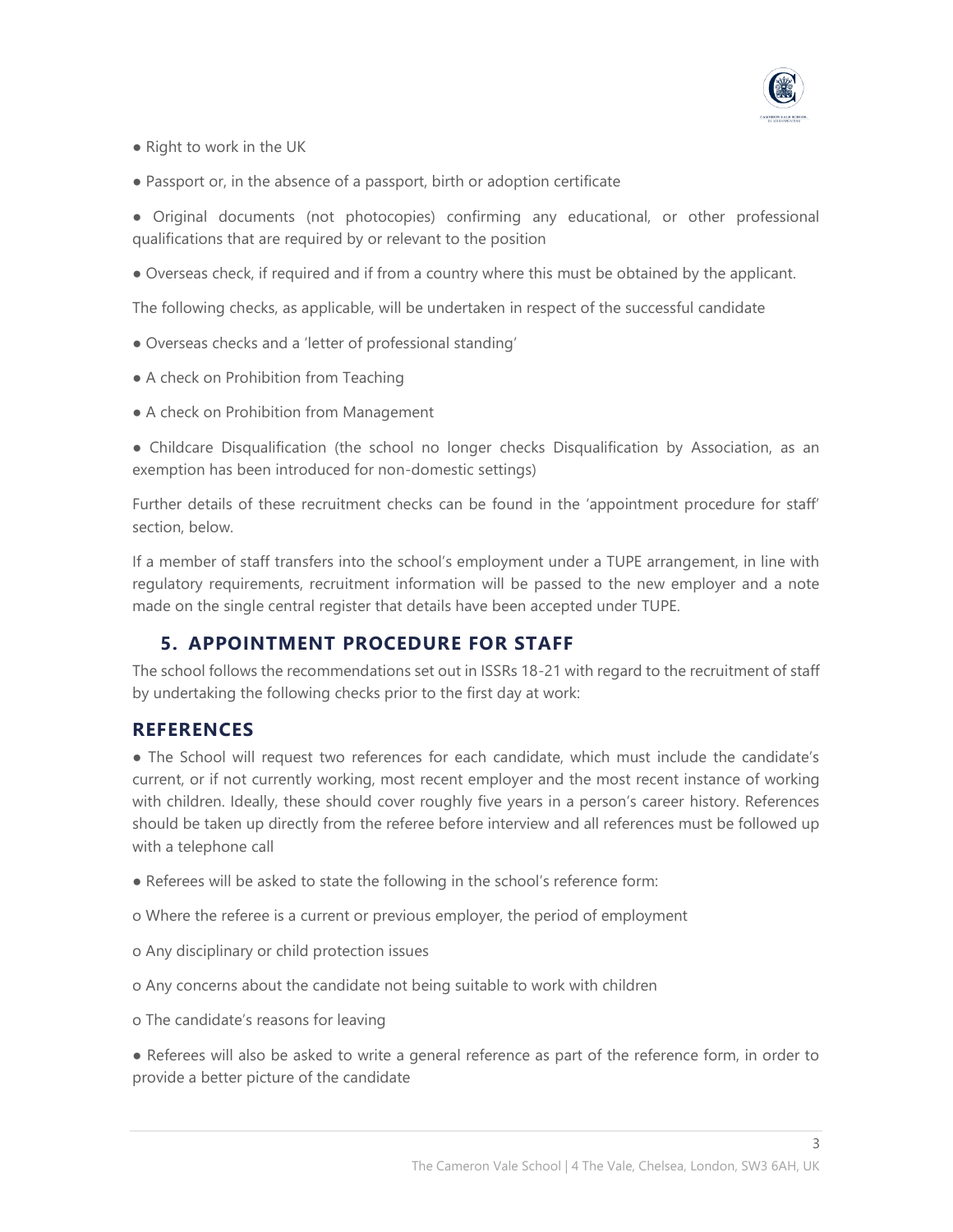- Right to work in the UK
- Passport or, in the absence of a passport, birth or adoption certificate
- Original documents (not photocopies) confirming any educational, or other professional qualifications that are required by or relevant to the position
- Overseas check, if required and if from a country where this must be obtained by the applicant.

The following checks, as applicable, will be undertaken in respect of the successful candidate

- Overseas checks and a 'letter of professional standing'
- A check on Prohibition from Teaching
- A check on Prohibition from Management
- Childcare Disqualification (the school no longer checks Disqualification by Association, as an exemption has been introduced for non-domestic settings)

Further details of these recruitment checks can be found in the 'appointment procedure for staff' section, below.

If a member of staff transfers into the school's employment under a TUPE arrangement, in line with regulatory requirements, recruitment information will be passed to the new employer and a note made on the single central register that details have been accepted under TUPE.

## 5. APPOINTMENT PROCEDURE FOR STAFF

The school follows the recommendations set out in ISSRs 18-21 with regard to the recruitment of staff by undertaking the following checks prior to the first day at work:

## REFERENCES

- The School will request two references for each candidate, which must include the candidate's current, or if not currently working, most recent employer and the most recent instance of working with children. Ideally, these should cover roughly five years in a person's career history. References should be taken up directly from the referee before interview and all references must be followed up with a telephone call
- Referees will be asked to state the following in the school's reference form:
  - Where the referee is a current or previous employer, the period of employment
  - Any disciplinary or child protection issues
  - Any concerns about the candidate not being suitable to work with children
  - The candidate's reasons for leaving
- Referees will also be asked to write a general reference as part of the reference form, in order to provide a better picture of the candidate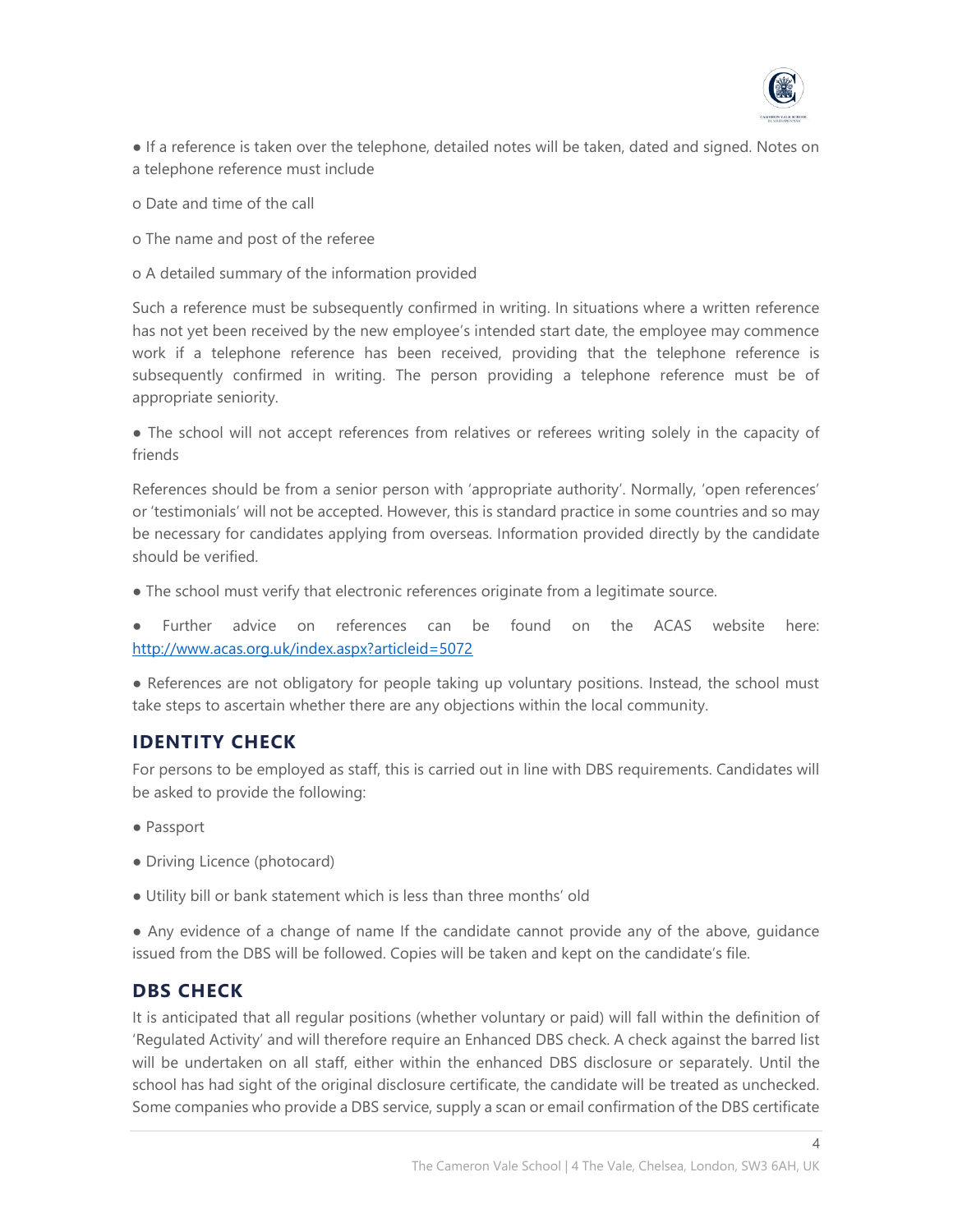- If a reference is taken over the telephone, detailed notes will be taken, dated and signed. Notes on a telephone reference must include
  - Date and time of the call
  - The name and post of the referee
  - A detailed summary of the information provided

Such a reference must be subsequently confirmed in writing. In situations where a written reference has not yet been received by the new employee's intended start date, the employee may commence work if a telephone reference has been received, providing that the telephone reference is subsequently confirmed in writing. The person providing a telephone reference must be of appropriate seniority.

- The school will not accept references from relatives or referees writing solely in the capacity of friends

References should be from a senior person with 'appropriate authority'. Normally, 'open references' or 'testimonials' will not be accepted. However, this is standard practice in some countries and so may be necessary for candidates applying from overseas. Information provided directly by the candidate should be verified.

- The school must verify that electronic references originate from a legitimate source.
- Further advice on references can be found on the ACAS website here: [http://www.acas.org.uk/index.aspx?articleid=5072](http://www.acas.org.uk/index.aspx?articleid=5072)
- References are not obligatory for people taking up voluntary positions. Instead, the school must take steps to ascertain whether there are any objections within the local community.

## IDENTITY CHECK

For persons to be employed as staff, this is carried out in line with DBS requirements. Candidates will be asked to provide the following:

- Passport
- Driving Licence (photocard)
- Utility bill or bank statement which is less than three months' old
- Any evidence of a change of name If the candidate cannot provide any of the above, guidance issued from the DBS will be followed. Copies will be taken and kept on the candidate's file.

## DBS CHECK

It is anticipated that all regular positions (whether voluntary or paid) will fall within the definition of 'Regulated Activity' and will therefore require an Enhanced DBS check. A check against the barred list will be undertaken on all staff, either within the enhanced DBS disclosure or separately. Until the school has had sight of the original disclosure certificate, the candidate will be treated as unchecked. Some companies who provide a DBS service, supply a scan or email confirmation of the DBS certificate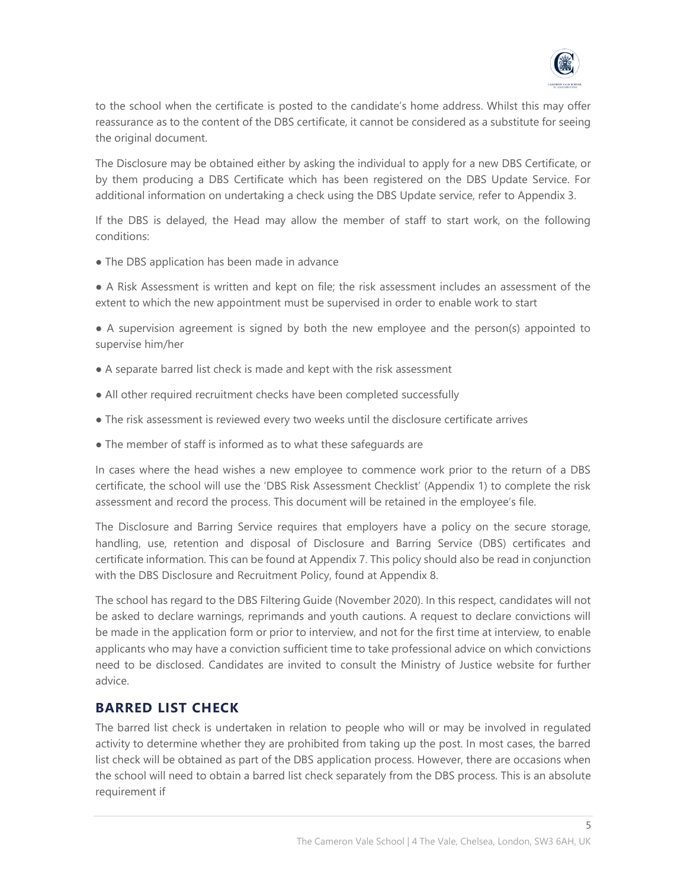to the school when the certificate is posted to the candidate's home address. Whilst this may offer reassurance as to the content of the DBS certificate, it cannot be considered as a substitute for seeing the original document.

The Disclosure may be obtained either by asking the individual to apply for a new DBS Certificate, or by them producing a DBS Certificate which has been registered on the DBS Update Service. For additional information on undertaking a check using the DBS Update service, refer to Appendix 3.

If the DBS is delayed, the Head may allow the member of staff to start work, on the following conditions:

- The DBS application has been made in advance
- A Risk Assessment is written and kept on file; the risk assessment includes an assessment of the extent to which the new appointment must be supervised in order to enable work to start
- A supervision agreement is signed by both the new employee and the person(s) appointed to supervise him/her
- A separate barred list check is made and kept with the risk assessment
- All other required recruitment checks have been completed successfully
- The risk assessment is reviewed every two weeks until the disclosure certificate arrives
- The member of staff is informed as to what these safeguards are

In cases where the head wishes a new employee to commence work prior to the return of a DBS certificate, the school will use the 'DBS Risk Assessment Checklist' (Appendix 1) to complete the risk assessment and record the process. This document will be retained in the employee's file.

The Disclosure and Barring Service requires that employers have a policy on the secure storage, handling, use, retention and disposal of Disclosure and Barring Service (DBS) certificates and certificate information. This can be found at Appendix 7. This policy should also be read in conjunction with the DBS Disclosure and Recruitment Policy, found at Appendix 8.

The school has regard to the DBS Filtering Guide (November 2020). In this respect, candidates will not be asked to declare warnings, reprimands and youth cautions. A request to declare convictions will be made in the application form or prior to interview, and not for the first time at interview, to enable applicants who may have a conviction sufficient time to take professional advice on which convictions need to be disclosed. Candidates are invited to consult the Ministry of Justice website for further advice.

## BARRED LIST CHECK

The barred list check is undertaken in relation to people who will or may be involved in regulated activity to determine whether they are prohibited from taking up the post. In most cases, the barred list check will be obtained as part of the DBS application process. However, there are occasions when the school will need to obtain a barred list check separately from the DBS process. This is an absolute requirement if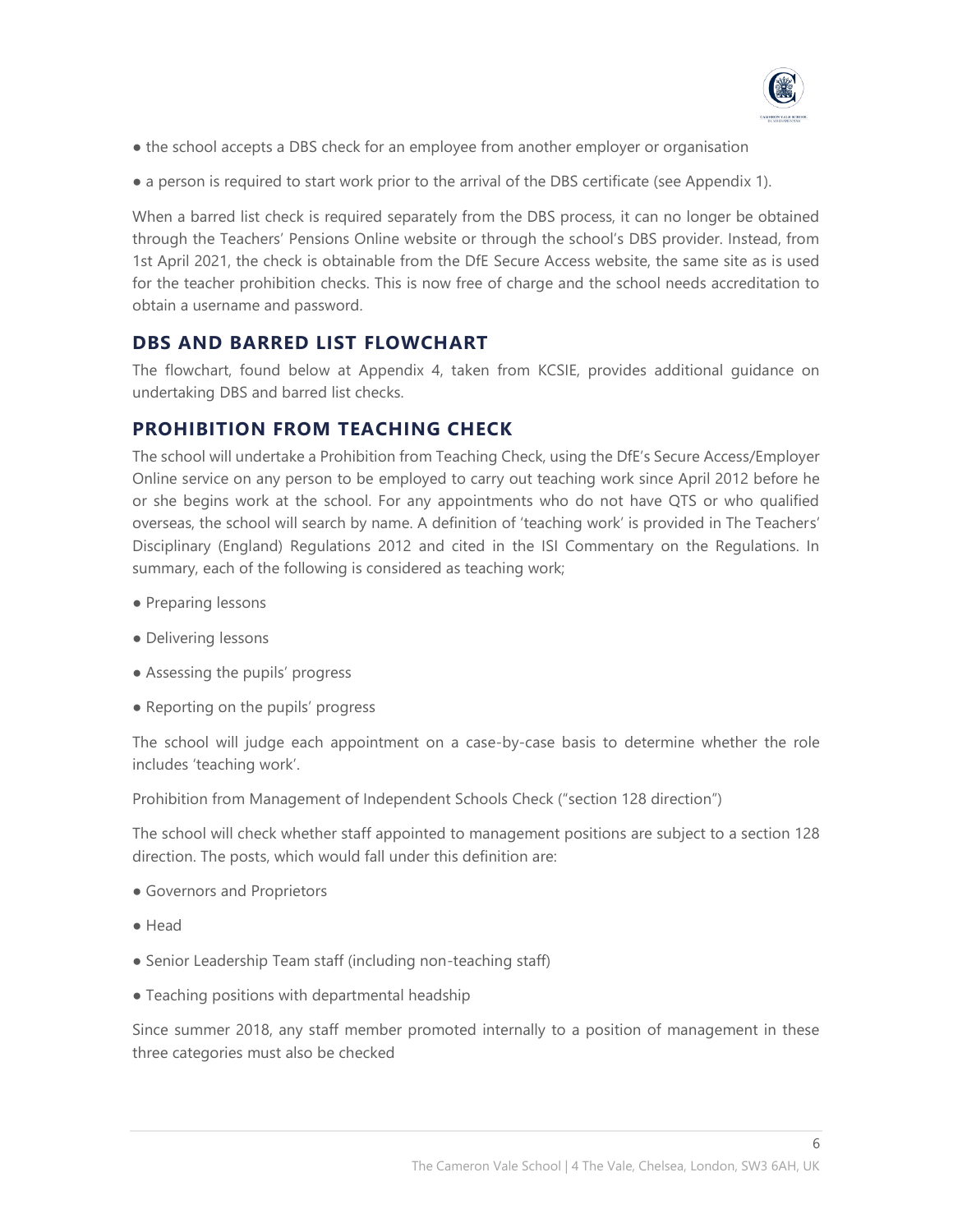- the school accepts a DBS check for an employee from another employer or organisation
- a person is required to start work prior to the arrival of the DBS certificate (see Appendix 1).

When a barred list check is required separately from the DBS process, it can no longer be obtained through the Teachers' Pensions Online website or through the school's DBS provider. Instead, from 1st April 2021, the check is obtainable from the DfE Secure Access website, the same site as is used for the teacher prohibition checks. This is now free of charge and the school needs accreditation to obtain a username and password.

## DBS AND BARRED LIST FLOWCHART

The flowchart, found below at Appendix 4, taken from KCSIE, provides additional guidance on undertaking DBS and barred list checks.

## PROHIBITION FROM TEACHING CHECK

The school will undertake a Prohibition from Teaching Check, using the DfE's Secure Access/Employer Online service on any person to be employed to carry out teaching work since April 2012 before he or she begins work at the school. For any appointments who do not have QTS or who qualified overseas, the school will search by name. A definition of 'teaching work' is provided in The Teachers' Disciplinary (England) Regulations 2012 and cited in the ISI Commentary on the Regulations. In summary, each of the following is considered as teaching work;

- Preparing lessons
- Delivering lessons
- Assessing the pupils' progress
- Reporting on the pupils' progress

The school will judge each appointment on a case-by-case basis to determine whether the role includes 'teaching work'.

Prohibition from Management of Independent Schools Check ("section 128 direction")

The school will check whether staff appointed to management positions are subject to a section 128 direction. The posts, which would fall under this definition are:

- Governors and Proprietors
- Head
- Senior Leadership Team staff (including non-teaching staff)
- Teaching positions with departmental headship

Since summer 2018, any staff member promoted internally to a position of management in these three categories must also be checked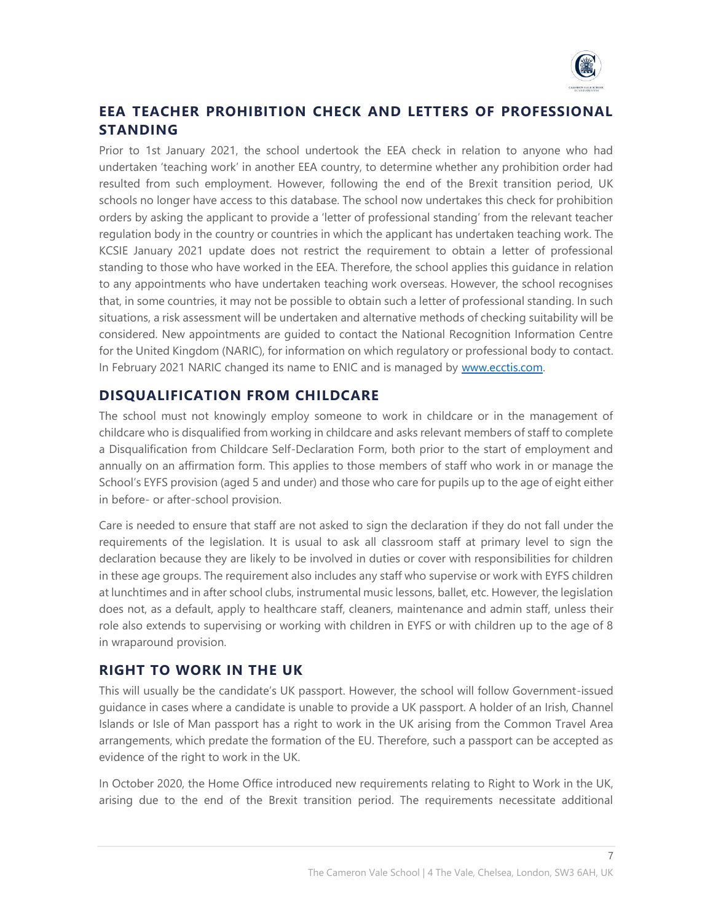## EEA TEACHER PROHIBITION CHECK AND LETTERS OF PROFESSIONAL STANDING

Prior to 1st January 2021, the school undertook the EEA check in relation to anyone who had undertaken 'teaching work' in another EEA country, to determine whether any prohibition order had resulted from such employment. However, following the end of the Brexit transition period, UK schools no longer have access to this database. The school now undertakes this check for prohibition orders by asking the applicant to provide a 'letter of professional standing' from the relevant teacher regulation body in the country or countries in which the applicant has undertaken teaching work. The KCSIE January 2021 update does not restrict the requirement to obtain a letter of professional standing to those who have worked in the EEA. Therefore, the school applies this guidance in relation to any appointments who have undertaken teaching work overseas. However, the school recognises that, in some countries, it may not be possible to obtain such a letter of professional standing. In such situations, a risk assessment will be undertaken and alternative methods of checking suitability will be considered. New appointments are guided to contact the National Recognition Information Centre for the United Kingdom (NARIC), for information on which regulatory or professional body to contact. In February 2021 NARIC changed its name to ENIC and is managed by [www.ecctis.com](http://www.ecctis.com).

## DISQUALIFICATION FROM CHILDCARE

The school must not knowingly employ someone to work in childcare or in the management of childcare who is disqualified from working in childcare and asks relevant members of staff to complete a Disqualification from Childcare Self-Declaration Form, both prior to the start of employment and annually on an affirmation form. This applies to those members of staff who work in or manage the School's EYFS provision (aged 5 and under) and those who care for pupils up to the age of eight either in before- or after-school provision.

Care is needed to ensure that staff are not asked to sign the declaration if they do not fall under the requirements of the legislation. It is usual to ask all classroom staff at primary level to sign the declaration because they are likely to be involved in duties or cover with responsibilities for children in these age groups. The requirement also includes any staff who supervise or work with EYFS children at lunchtimes and in after school clubs, instrumental music lessons, ballet, etc. However, the legislation does not, as a default, apply to healthcare staff, cleaners, maintenance and admin staff, unless their role also extends to supervising or working with children in EYFS or with children up to the age of 8 in wraparound provision.

## RIGHT TO WORK IN THE UK

This will usually be the candidate's UK passport. However, the school will follow Government-issued guidance in cases where a candidate is unable to provide a UK passport. A holder of an Irish, Channel Islands or Isle of Man passport has a right to work in the UK arising from the Common Travel Area arrangements, which predate the formation of the EU. Therefore, such a passport can be accepted as evidence of the right to work in the UK.

In October 2020, the Home Office introduced new requirements relating to Right to Work in the UK, arising due to the end of the Brexit transition period. The requirements necessitate additional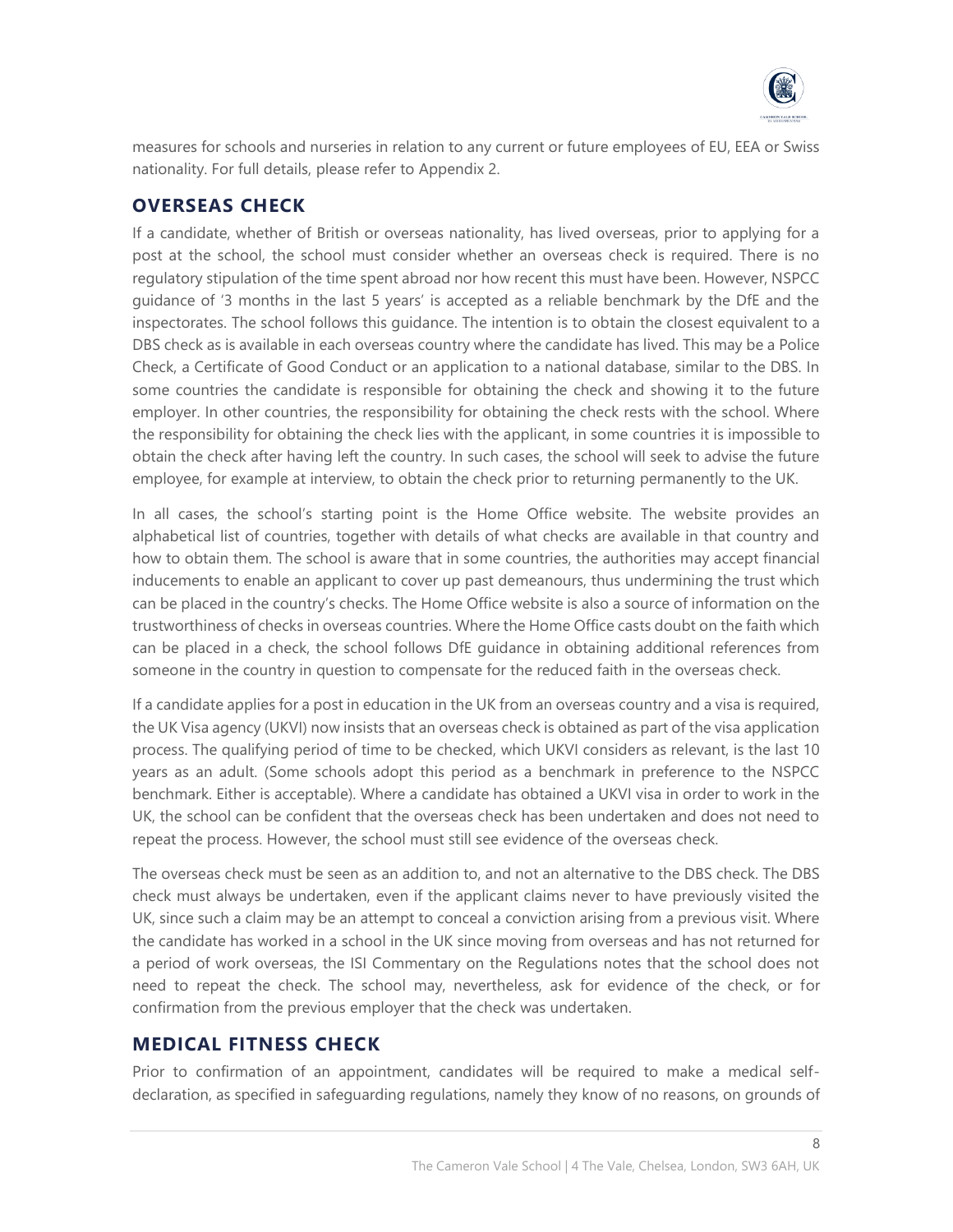measures for schools and nurseries in relation to any current or future employees of EU, EEA or Swiss nationality. For full details, please refer to Appendix 2.

## OVERSEAS CHECK

If a candidate, whether of British or overseas nationality, has lived overseas, prior to applying for a post at the school, the school must consider whether an overseas check is required. There is no regulatory stipulation of the time spent abroad nor how recent this must have been. However, NSPCC guidance of '3 months in the last 5 years' is accepted as a reliable benchmark by the DfE and the inspectorates. The school follows this guidance. The intention is to obtain the closest equivalent to a DBS check as is available in each overseas country where the candidate has lived. This may be a Police Check, a Certificate of Good Conduct or an application to a national database, similar to the DBS. In some countries the candidate is responsible for obtaining the check and showing it to the future employer. In other countries, the responsibility for obtaining the check rests with the school. Where the responsibility for obtaining the check lies with the applicant, in some countries it is impossible to obtain the check after having left the country. In such cases, the school will seek to advise the future employee, for example at interview, to obtain the check prior to returning permanently to the UK.

In all cases, the school's starting point is the Home Office website. The website provides an alphabetical list of countries, together with details of what checks are available in that country and how to obtain them. The school is aware that in some countries, the authorities may accept financial inducements to enable an applicant to cover up past demeanours, thus undermining the trust which can be placed in the country's checks. The Home Office website is also a source of information on the trustworthiness of checks in overseas countries. Where the Home Office casts doubt on the faith which can be placed in a check, the school follows DfE guidance in obtaining additional references from someone in the country in question to compensate for the reduced faith in the overseas check.

If a candidate applies for a post in education in the UK from an overseas country and a visa is required, the UK Visa agency (UKVI) now insists that an overseas check is obtained as part of the visa application process. The qualifying period of time to be checked, which UKVI considers as relevant, is the last 10 years as an adult. (Some schools adopt this period as a benchmark in preference to the NSPCC benchmark. Either is acceptable). Where a candidate has obtained a UKVI visa in order to work in the UK, the school can be confident that the overseas check has been undertaken and does not need to repeat the process. However, the school must still see evidence of the overseas check.

The overseas check must be seen as an addition to, and not an alternative to the DBS check. The DBS check must always be undertaken, even if the applicant claims never to have previously visited the UK, since such a claim may be an attempt to conceal a conviction arising from a previous visit. Where the candidate has worked in a school in the UK since moving from overseas and has not returned for a period of work overseas, the ISI Commentary on the Regulations notes that the school does not need to repeat the check. The school may, nevertheless, ask for evidence of the check, or for confirmation from the previous employer that the check was undertaken.

## MEDICAL FITNESS CHECK

Prior to confirmation of an appointment, candidates will be required to make a medical self-declaration, as specified in safeguarding regulations, namely they know of no reasons, on grounds of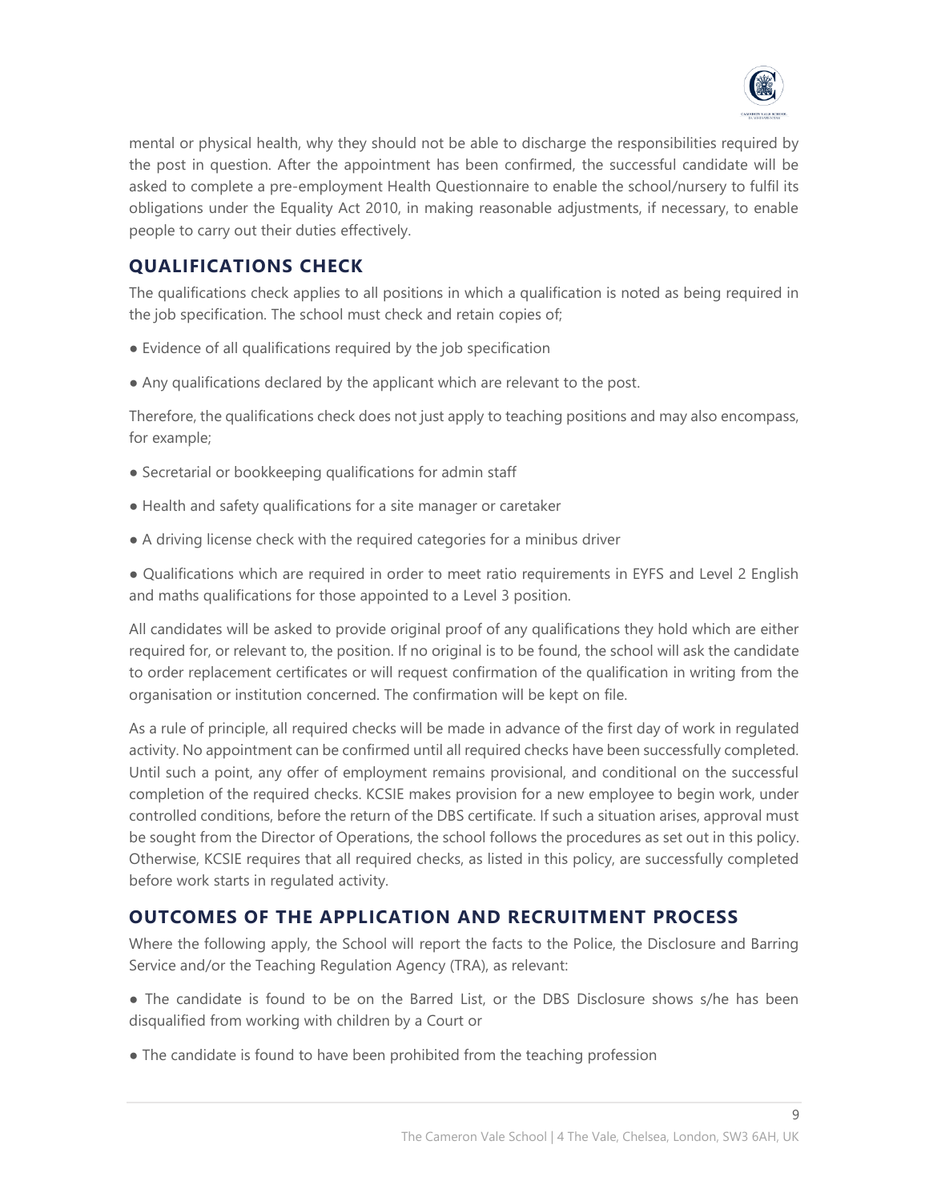mental or physical health, why they should not be able to discharge the responsibilities required by the post in question. After the appointment has been confirmed, the successful candidate will be asked to complete a pre-employment Health Questionnaire to enable the school/nursery to fulfil its obligations under the Equality Act 2010, in making reasonable adjustments, if necessary, to enable people to carry out their duties effectively.

## QUALIFICATIONS CHECK

The qualifications check applies to all positions in which a qualification is noted as being required in the job specification. The school must check and retain copies of;

● Evidence of all qualifications required by the job specification

● Any qualifications declared by the applicant which are relevant to the post.

Therefore, the qualifications check does not just apply to teaching positions and may also encompass, for example;

● Secretarial or bookkeeping qualifications for admin staff

● Health and safety qualifications for a site manager or caretaker

● A driving license check with the required categories for a minibus driver

● Qualifications which are required in order to meet ratio requirements in EYFS and Level 2 English and maths qualifications for those appointed to a Level 3 position.

All candidates will be asked to provide original proof of any qualifications they hold which are either required for, or relevant to, the position. If no original is to be found, the school will ask the candidate to order replacement certificates or will request confirmation of the qualification in writing from the organisation or institution concerned. The confirmation will be kept on file.

As a rule of principle, all required checks will be made in advance of the first day of work in regulated activity. No appointment can be confirmed until all required checks have been successfully completed. Until such a point, any offer of employment remains provisional, and conditional on the successful completion of the required checks. KCSIE makes provision for a new employee to begin work, under controlled conditions, before the return of the DBS certificate. If such a situation arises, approval must be sought from the Director of Operations, the school follows the procedures as set out in this policy. Otherwise, KCSIE requires that all required checks, as listed in this policy, are successfully completed before work starts in regulated activity.

## OUTCOMES OF THE APPLICATION AND RECRUITMENT PROCESS

Where the following apply, the School will report the facts to the Police, the Disclosure and Barring Service and/or the Teaching Regulation Agency (TRA), as relevant:

● The candidate is found to be on the Barred List, or the DBS Disclosure shows s/he has been disqualified from working with children by a Court or

● The candidate is found to have been prohibited from the teaching profession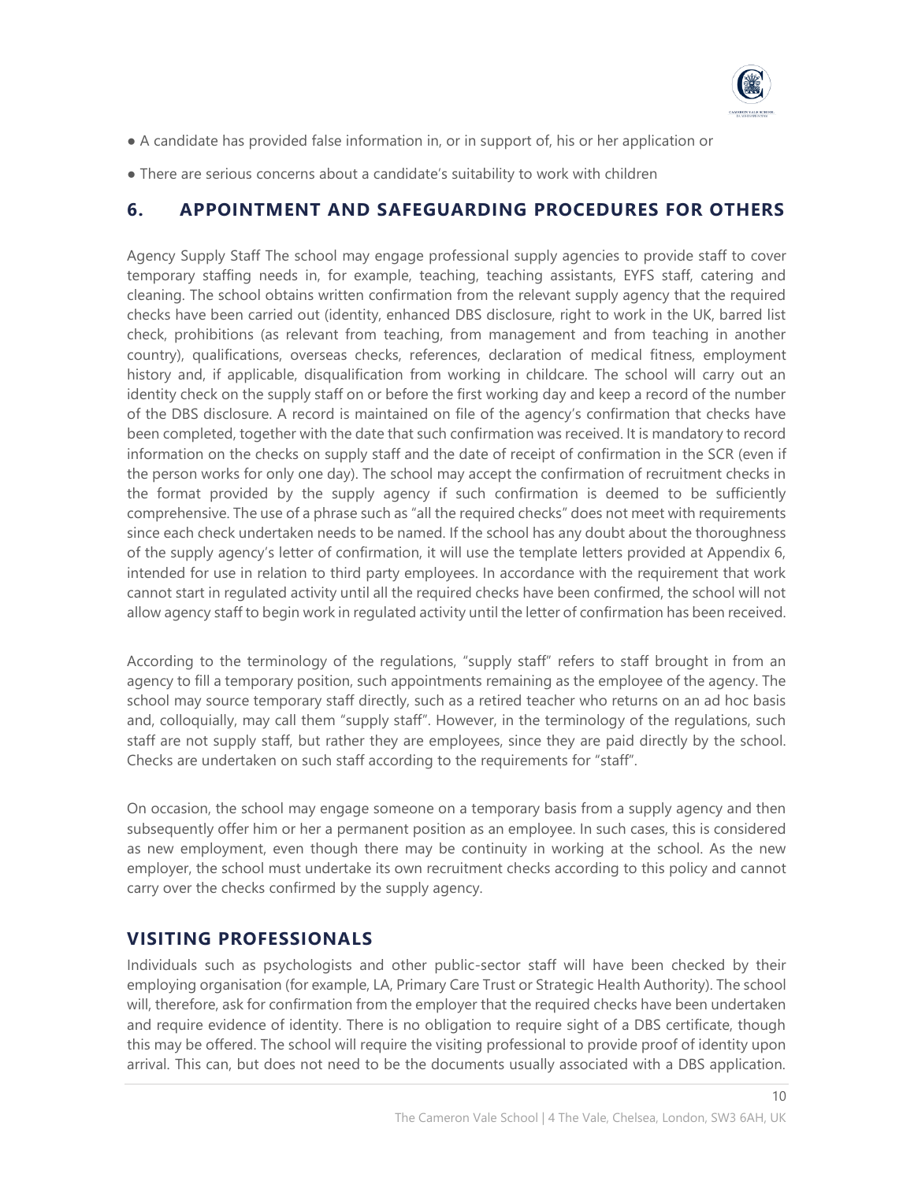● A candidate has provided false information in, or in support of, his or her application or

● There are serious concerns about a candidate's suitability to work with children

## 6. APPOINTMENT AND SAFEGUARDING PROCEDURES FOR OTHERS

Agency Supply Staff The school may engage professional supply agencies to provide staff to cover temporary staffing needs in, for example, teaching, teaching assistants, EYFS staff, catering and cleaning. The school obtains written confirmation from the relevant supply agency that the required checks have been carried out (identity, enhanced DBS disclosure, right to work in the UK, barred list check, prohibitions (as relevant from teaching, from management and from teaching in another country), qualifications, overseas checks, references, declaration of medical fitness, employment history and, if applicable, disqualification from working in childcare. The school will carry out an identity check on the supply staff on or before the first working day and keep a record of the number of the DBS disclosure. A record is maintained on file of the agency's confirmation that checks have been completed, together with the date that such confirmation was received. It is mandatory to record information on the checks on supply staff and the date of receipt of confirmation in the SCR (even if the person works for only one day). The school may accept the confirmation of recruitment checks in the format provided by the supply agency if such confirmation is deemed to be sufficiently comprehensive. The use of a phrase such as "all the required checks" does not meet with requirements since each check undertaken needs to be named. If the school has any doubt about the thoroughness of the supply agency's letter of confirmation, it will use the template letters provided at Appendix 6, intended for use in relation to third party employees. In accordance with the requirement that work cannot start in regulated activity until all the required checks have been confirmed, the school will not allow agency staff to begin work in regulated activity until the letter of confirmation has been received.

According to the terminology of the regulations, "supply staff" refers to staff brought in from an agency to fill a temporary position, such appointments remaining as the employee of the agency. The school may source temporary staff directly, such as a retired teacher who returns on an ad hoc basis and, colloquially, may call them "supply staff". However, in the terminology of the regulations, such staff are not supply staff, but rather they are employees, since they are paid directly by the school. Checks are undertaken on such staff according to the requirements for "staff".

On occasion, the school may engage someone on a temporary basis from a supply agency and then subsequently offer him or her a permanent position as an employee. In such cases, this is considered as new employment, even though there may be continuity in working at the school. As the new employer, the school must undertake its own recruitment checks according to this policy and cannot carry over the checks confirmed by the supply agency.

### VISITING PROFESSIONALS

Individuals such as psychologists and other public-sector staff will have been checked by their employing organisation (for example, LA, Primary Care Trust or Strategic Health Authority). The school will, therefore, ask for confirmation from the employer that the required checks have been undertaken and require evidence of identity. There is no obligation to require sight of a DBS certificate, though this may be offered. The school will require the visiting professional to provide proof of identity upon arrival. This can, but does not need to be the documents usually associated with a DBS application.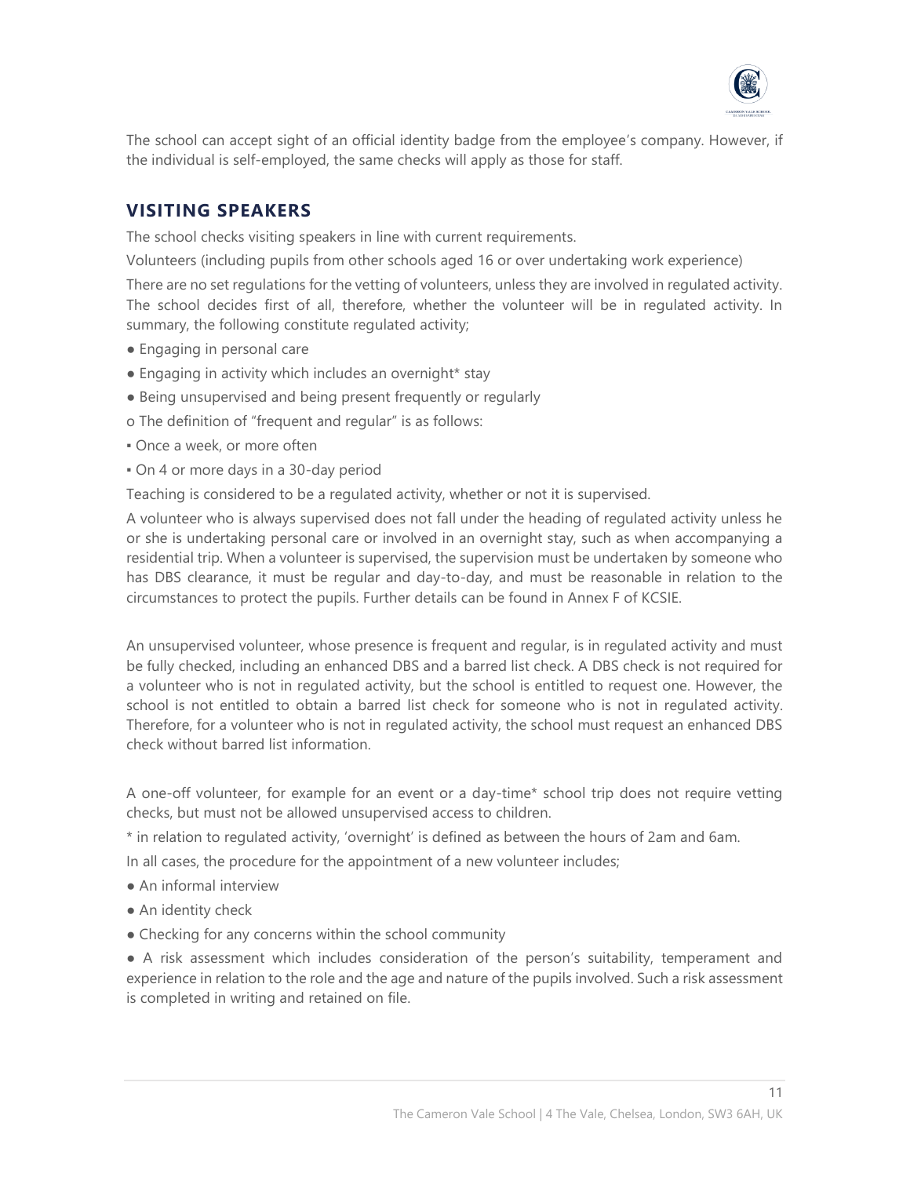The school can accept sight of an official identity badge from the employee's company. However, if the individual is self-employed, the same checks will apply as those for staff.

## VISITING SPEAKERS

The school checks visiting speakers in line with current requirements.

Volunteers (including pupils from other schools aged 16 or over undertaking work experience)

There are no set regulations for the vetting of volunteers, unless they are involved in regulated activity. The school decides first of all, therefore, whether the volunteer will be in regulated activity. In summary, the following constitute regulated activity;

- Engaging in personal care
- Engaging in activity which includes an overnight* stay
- Being unsupervised and being present frequently or regularly
  - The definition of "frequent and regular" is as follows:
    - Once a week, or more often
    - On 4 or more days in a 30-day period

Teaching is considered to be a regulated activity, whether or not it is supervised.

A volunteer who is always supervised does not fall under the heading of regulated activity unless he or she is undertaking personal care or involved in an overnight stay, such as when accompanying a residential trip. When a volunteer is supervised, the supervision must be undertaken by someone who has DBS clearance, it must be regular and day-to-day, and must be reasonable in relation to the circumstances to protect the pupils. Further details can be found in Annex F of KCSIE.

An unsupervised volunteer, whose presence is frequent and regular, is in regulated activity and must be fully checked, including an enhanced DBS and a barred list check. A DBS check is not required for a volunteer who is not in regulated activity, but the school is entitled to request one. However, the school is not entitled to obtain a barred list check for someone who is not in regulated activity. Therefore, for a volunteer who is not in regulated activity, the school must request an enhanced DBS check without barred list information.

A one-off volunteer, for example for an event or a day-time* school trip does not require vetting checks, but must not be allowed unsupervised access to children.

* in relation to regulated activity, 'overnight' is defined as between the hours of 2am and 6am.

In all cases, the procedure for the appointment of a new volunteer includes;

- An informal interview
- An identity check
- Checking for any concerns within the school community
- A risk assessment which includes consideration of the person's suitability, temperament and experience in relation to the role and the age and nature of the pupils involved. Such a risk assessment is completed in writing and retained on file.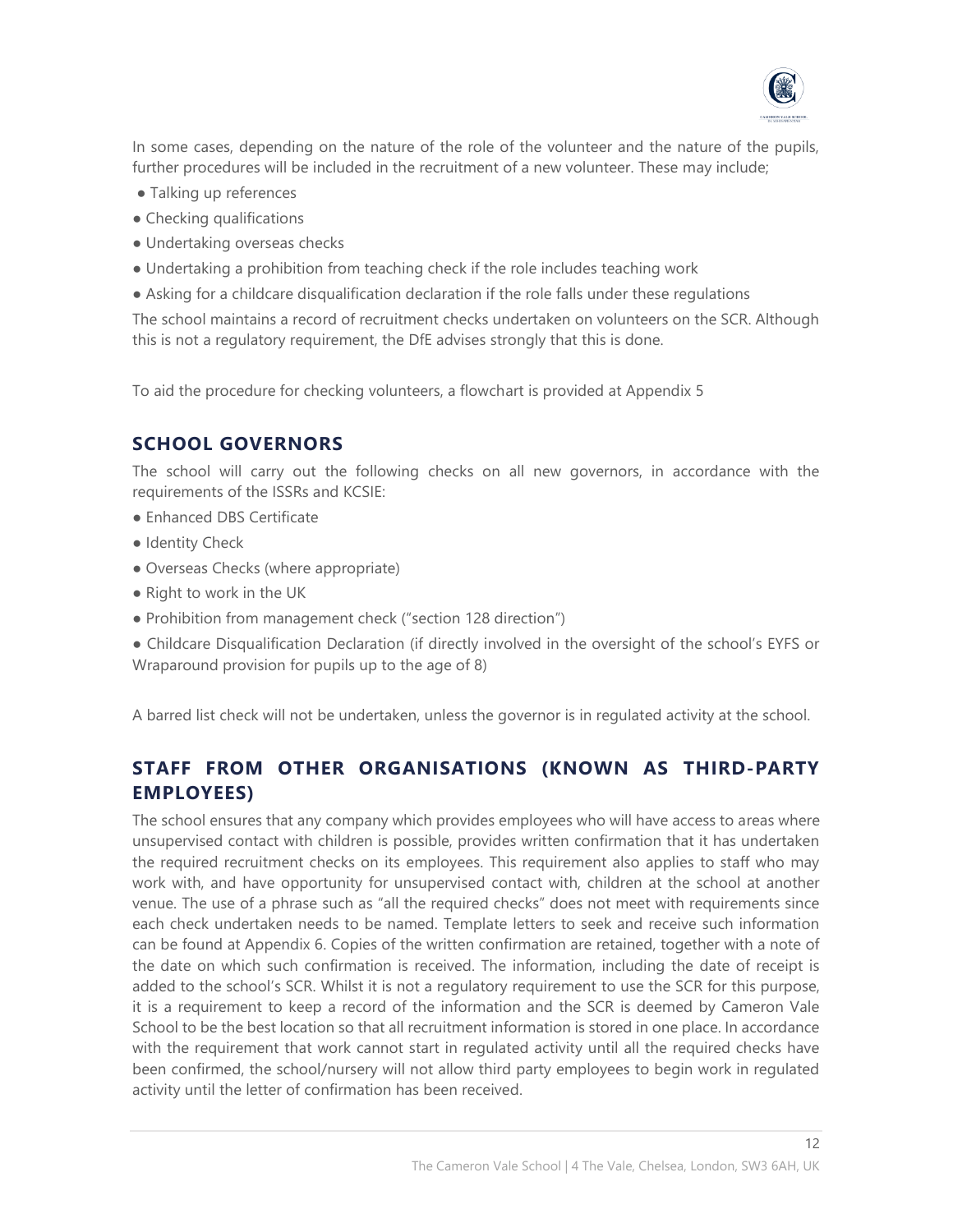In some cases, depending on the nature of the role of the volunteer and the nature of the pupils, further procedures will be included in the recruitment of a new volunteer. These may include;

- Talking up references
- Checking qualifications
- Undertaking overseas checks
- Undertaking a prohibition from teaching check if the role includes teaching work
- Asking for a childcare disqualification declaration if the role falls under these regulations

The school maintains a record of recruitment checks undertaken on volunteers on the SCR. Although this is not a regulatory requirement, the DfE advises strongly that this is done.

To aid the procedure for checking volunteers, a flowchart is provided at Appendix 5

## SCHOOL GOVERNORS

The school will carry out the following checks on all new governors, in accordance with the requirements of the ISSRs and KCSIE:

- Enhanced DBS Certificate
- Identity Check
- Overseas Checks (where appropriate)
- Right to work in the UK
- Prohibition from management check ("section 128 direction")
- Childcare Disqualification Declaration (if directly involved in the oversight of the school's EYFS or Wraparound provision for pupils up to the age of 8)

A barred list check will not be undertaken, unless the governor is in regulated activity at the school.

## STAFF FROM OTHER ORGANISATIONS (KNOWN AS THIRD-PARTY EMPLOYEES)

The school ensures that any company which provides employees who will have access to areas where unsupervised contact with children is possible, provides written confirmation that it has undertaken the required recruitment checks on its employees. This requirement also applies to staff who may work with, and have opportunity for unsupervised contact with, children at the school at another venue. The use of a phrase such as "all the required checks" does not meet with requirements since each check undertaken needs to be named. Template letters to seek and receive such information can be found at Appendix 6. Copies of the written confirmation are retained, together with a note of the date on which such confirmation is received. The information, including the date of receipt is added to the school's SCR. Whilst it is not a regulatory requirement to use the SCR for this purpose, it is a requirement to keep a record of the information and the SCR is deemed by Cameron Vale School to be the best location so that all recruitment information is stored in one place. In accordance with the requirement that work cannot start in regulated activity until all the required checks have been confirmed, the school/nursery will not allow third party employees to begin work in regulated activity until the letter of confirmation has been received.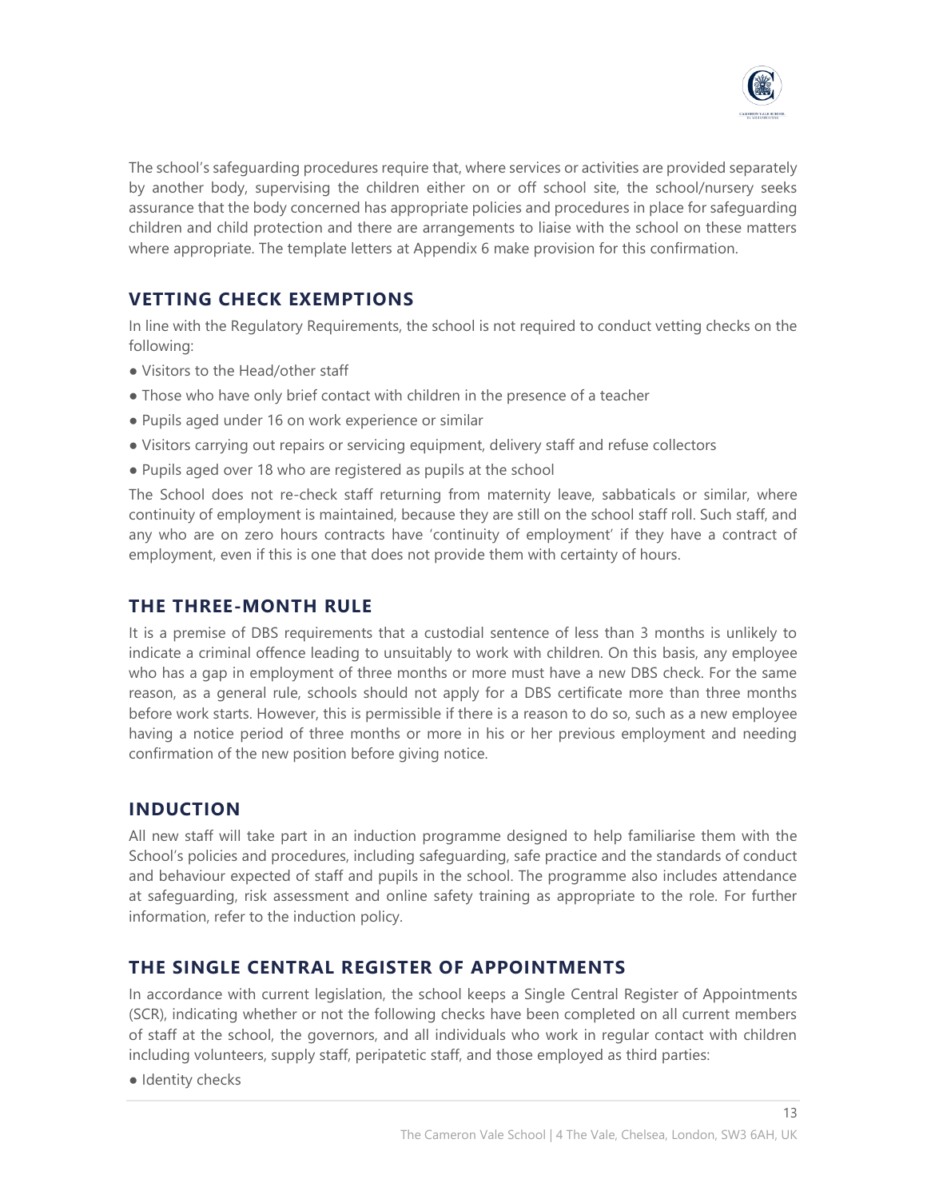The school's safeguarding procedures require that, where services or activities are provided separately by another body, supervising the children either on or off school site, the school/nursery seeks assurance that the body concerned has appropriate policies and procedures in place for safeguarding children and child protection and there are arrangements to liaise with the school on these matters where appropriate. The template letters at Appendix 6 make provision for this confirmation.

## VETTING CHECK EXEMPTIONS

In line with the Regulatory Requirements, the school is not required to conduct vetting checks on the following:

- Visitors to the Head/other staff
- Those who have only brief contact with children in the presence of a teacher
- Pupils aged under 16 on work experience or similar
- Visitors carrying out repairs or servicing equipment, delivery staff and refuse collectors
- Pupils aged over 18 who are registered as pupils at the school

The School does not re-check staff returning from maternity leave, sabbaticals or similar, where continuity of employment is maintained, because they are still on the school staff roll. Such staff, and any who are on zero hours contracts have 'continuity of employment' if they have a contract of employment, even if this is one that does not provide them with certainty of hours.

## THE THREE-MONTH RULE

It is a premise of DBS requirements that a custodial sentence of less than 3 months is unlikely to indicate a criminal offence leading to unsuitably to work with children. On this basis, any employee who has a gap in employment of three months or more must have a new DBS check. For the same reason, as a general rule, schools should not apply for a DBS certificate more than three months before work starts. However, this is permissible if there is a reason to do so, such as a new employee having a notice period of three months or more in his or her previous employment and needing confirmation of the new position before giving notice.

## INDUCTION

All new staff will take part in an induction programme designed to help familiarise them with the School's policies and procedures, including safeguarding, safe practice and the standards of conduct and behaviour expected of staff and pupils in the school. The programme also includes attendance at safeguarding, risk assessment and online safety training as appropriate to the role. For further information, refer to the induction policy.

## THE SINGLE CENTRAL REGISTER OF APPOINTMENTS

In accordance with current legislation, the school keeps a Single Central Register of Appointments (SCR), indicating whether or not the following checks have been completed on all current members of staff at the school, the governors, and all individuals who work in regular contact with children including volunteers, supply staff, peripatetic staff, and those employed as third parties:

- Identity checks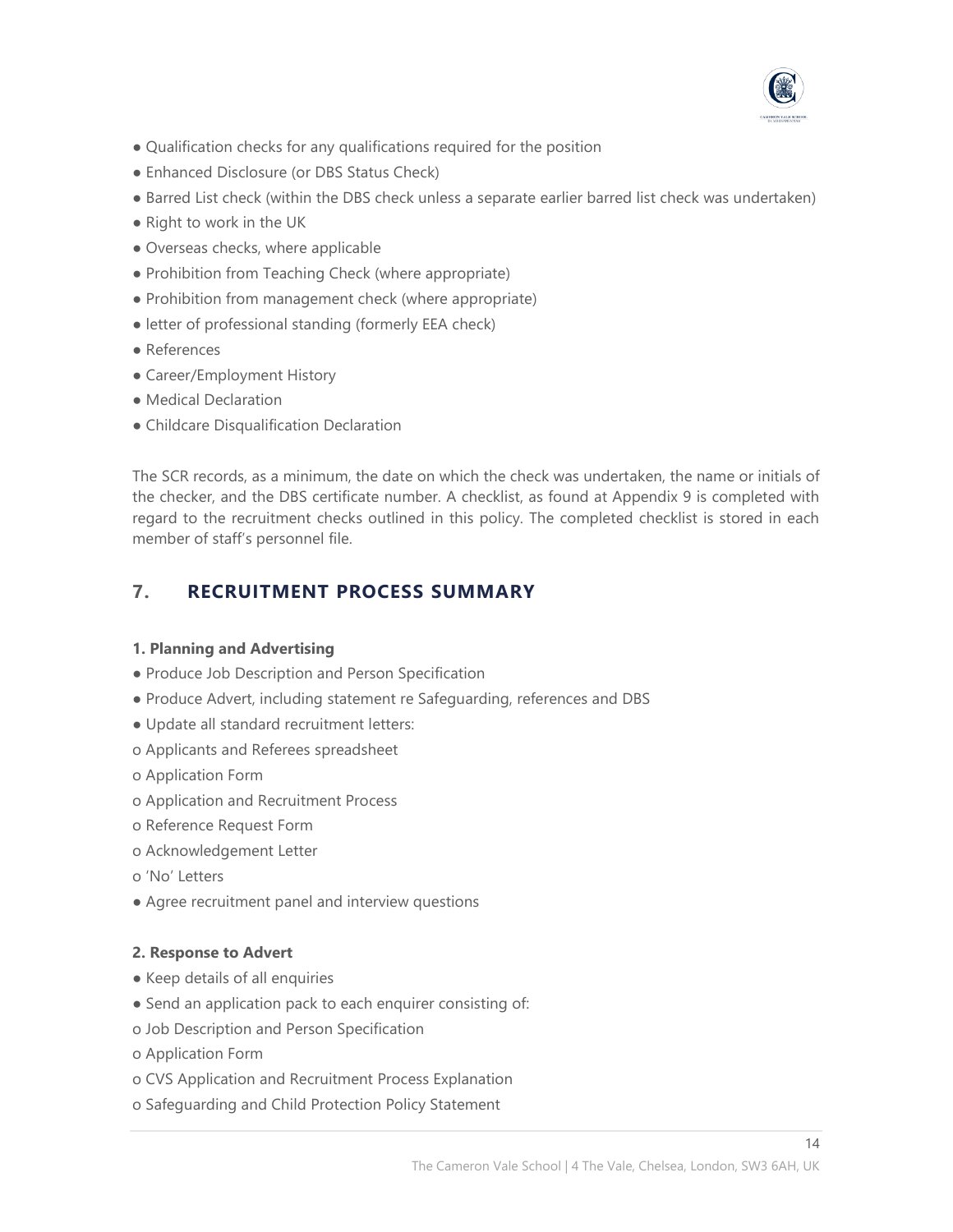- Qualification checks for any qualifications required for the position
- Enhanced Disclosure (or DBS Status Check)
- Barred List check (within the DBS check unless a separate earlier barred list check was undertaken)
- Right to work in the UK
- Overseas checks, where applicable
- Prohibition from Teaching Check (where appropriate)
- Prohibition from management check (where appropriate)
- letter of professional standing (formerly EEA check)
- References
- Career/Employment History
- Medical Declaration
- Childcare Disqualification Declaration

The SCR records, as a minimum, the date on which the check was undertaken, the name or initials of the checker, and the DBS certificate number. A checklist, as found at Appendix 9 is completed with regard to the recruitment checks outlined in this policy. The completed checklist is stored in each member of staff's personnel file.

## 7. RECRUITMENT PROCESS SUMMARY

**1. Planning and Advertising**

- Produce Job Description and Person Specification
- Produce Advert, including statement re Safeguarding, references and DBS
- Update all standard recruitment letters:
    - Applicants and Referees spreadsheet
    - Application Form
    - Application and Recruitment Process
    - Reference Request Form
    - Acknowledgement Letter
    - 'No' Letters
- Agree recruitment panel and interview questions

**2. Response to Advert**

- Keep details of all enquiries
- Send an application pack to each enquirer consisting of:
    - Job Description and Person Specification
    - Application Form
    - CVS Application and Recruitment Process Explanation
    - Safeguarding and Child Protection Policy Statement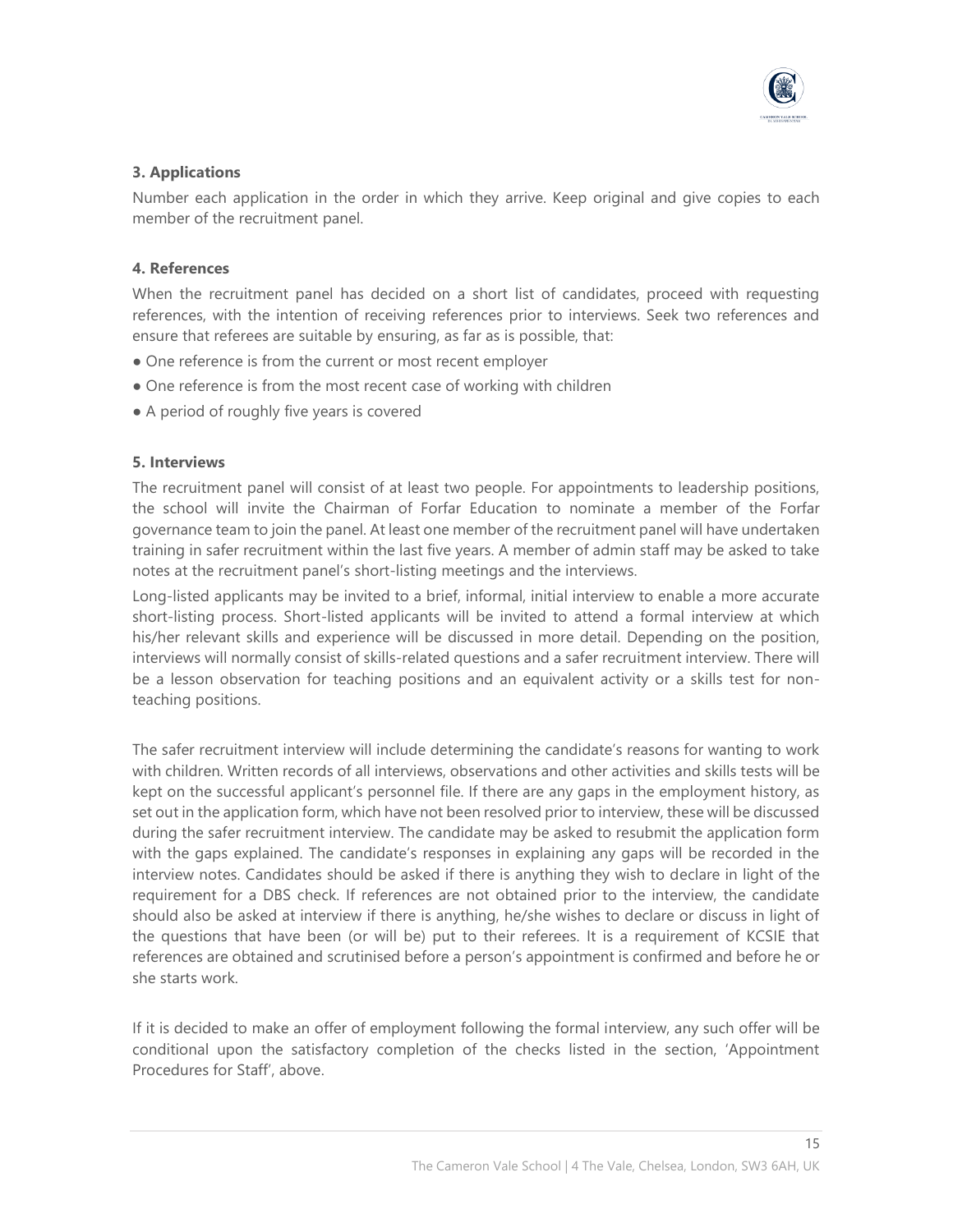### 3. Applications

Number each application in the order in which they arrive. Keep original and give copies to each member of the recruitment panel.

### 4. References

When the recruitment panel has decided on a short list of candidates, proceed with requesting references, with the intention of receiving references prior to interviews. Seek two references and ensure that referees are suitable by ensuring, as far as is possible, that:

- One reference is from the current or most recent employer
- One reference is from the most recent case of working with children
- A period of roughly five years is covered

### 5. Interviews

The recruitment panel will consist of at least two people. For appointments to leadership positions, the school will invite the Chairman of Forfar Education to nominate a member of the Forfar governance team to join the panel. At least one member of the recruitment panel will have undertaken training in safer recruitment within the last five years. A member of admin staff may be asked to take notes at the recruitment panel's short-listing meetings and the interviews.

Long-listed applicants may be invited to a brief, informal, initial interview to enable a more accurate short-listing process. Short-listed applicants will be invited to attend a formal interview at which his/her relevant skills and experience will be discussed in more detail. Depending on the position, interviews will normally consist of skills-related questions and a safer recruitment interview. There will be a lesson observation for teaching positions and an equivalent activity or a skills test for non-teaching positions.

The safer recruitment interview will include determining the candidate's reasons for wanting to work with children. Written records of all interviews, observations and other activities and skills tests will be kept on the successful applicant's personnel file. If there are any gaps in the employment history, as set out in the application form, which have not been resolved prior to interview, these will be discussed during the safer recruitment interview. The candidate may be asked to resubmit the application form with the gaps explained. The candidate's responses in explaining any gaps will be recorded in the interview notes. Candidates should be asked if there is anything they wish to declare in light of the requirement for a DBS check. If references are not obtained prior to the interview, the candidate should also be asked at interview if there is anything, he/she wishes to declare or discuss in light of the questions that have been (or will be) put to their referees. It is a requirement of KCSIE that references are obtained and scrutinised before a person's appointment is confirmed and before he or she starts work.

If it is decided to make an offer of employment following the formal interview, any such offer will be conditional upon the satisfactory completion of the checks listed in the section, 'Appointment Procedures for Staff', above.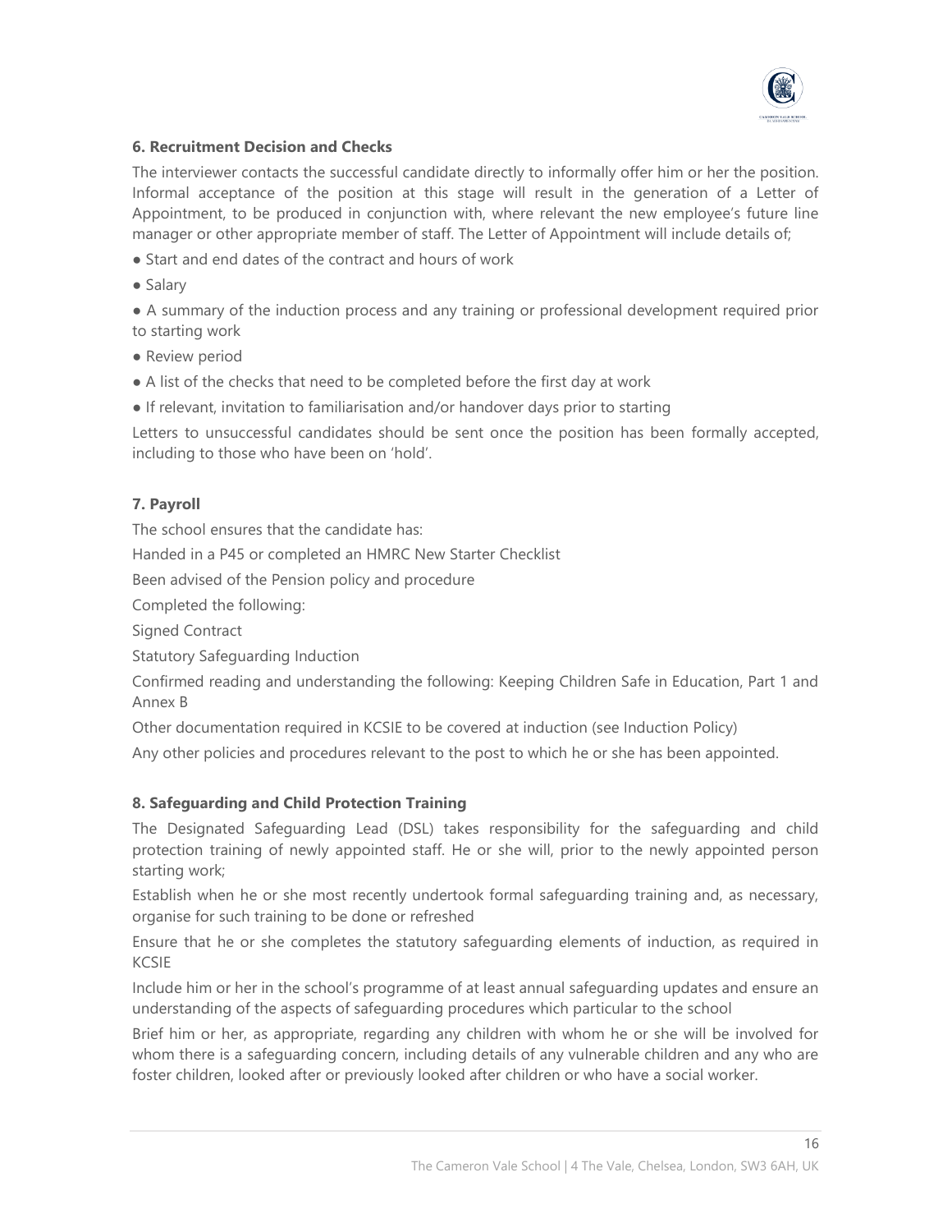**6. Recruitment Decision and Checks**

The interviewer contacts the successful candidate directly to informally offer him or her the position. Informal acceptance of the position at this stage will result in the generation of a Letter of Appointment, to be produced in conjunction with, where relevant the new employee's future line manager or other appropriate member of staff. The Letter of Appointment will include details of;

- Start and end dates of the contract and hours of work
- Salary
- A summary of the induction process and any training or professional development required prior to starting work
- Review period
- A list of the checks that need to be completed before the first day at work
- If relevant, invitation to familiarisation and/or handover days prior to starting

Letters to unsuccessful candidates should be sent once the position has been formally accepted, including to those who have been on 'hold'.

**7. Payroll**

The school ensures that the candidate has:

Handed in a P45 or completed an HMRC New Starter Checklist

Been advised of the Pension policy and procedure

Completed the following:

Signed Contract

Statutory Safeguarding Induction

Confirmed reading and understanding the following: Keeping Children Safe in Education, Part 1 and Annex B

Other documentation required in KCSIE to be covered at induction (see Induction Policy)

Any other policies and procedures relevant to the post to which he or she has been appointed.

**8. Safeguarding and Child Protection Training**

The Designated Safeguarding Lead (DSL) takes responsibility for the safeguarding and child protection training of newly appointed staff. He or she will, prior to the newly appointed person starting work;

Establish when he or she most recently undertook formal safeguarding training and, as necessary, organise for such training to be done or refreshed

Ensure that he or she completes the statutory safeguarding elements of induction, as required in KCSIE

Include him or her in the school's programme of at least annual safeguarding updates and ensure an understanding of the aspects of safeguarding procedures which particular to the school

Brief him or her, as appropriate, regarding any children with whom he or she will be involved for whom there is a safeguarding concern, including details of any vulnerable children and any who are foster children, looked after or previously looked after children or who have a social worker.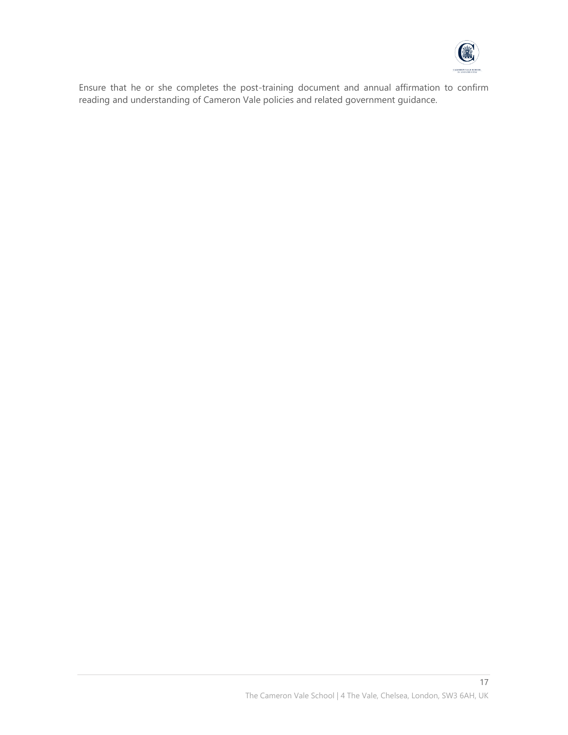Ensure that he or she completes the post-training document and annual affirmation to confirm reading and understanding of Cameron Vale policies and related government guidance.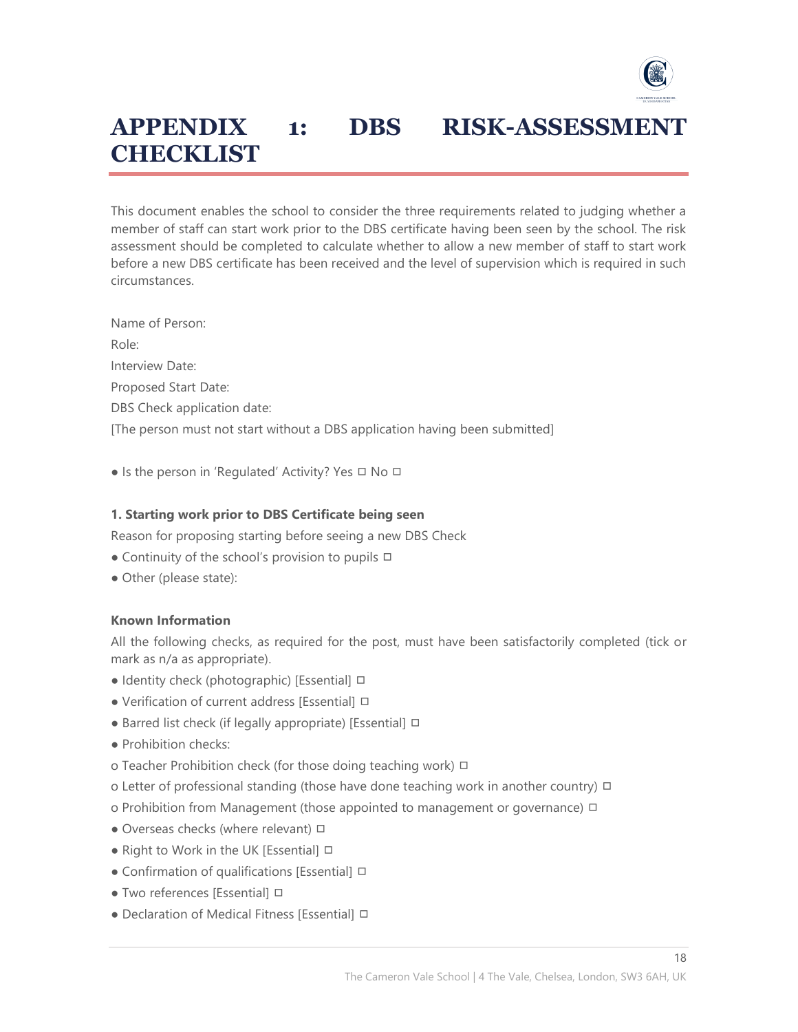# APPENDIX 1: DBS RISK-ASSESSMENT CHECKLIST

This document enables the school to consider the three requirements related to judging whether a member of staff can start work prior to the DBS certificate having been seen by the school. The risk assessment should be completed to calculate whether to allow a new member of staff to start work before a new DBS certificate has been received and the level of supervision which is required in such circumstances.

Name of Person:

Role:

Interview Date:

Proposed Start Date:

DBS Check application date:

[The person must not start without a DBS application having been submitted]

● Is the person in 'Regulated' Activity? Yes ☐ No ☐

**1. Starting work prior to DBS Certificate being seen**

Reason for proposing starting before seeing a new DBS Check

● Continuity of the school's provision to pupils ☐

● Other (please state):

**Known Information**

All the following checks, as required for the post, must have been satisfactorily completed (tick or mark as n/a as appropriate).

● Identity check (photographic) [Essential] ☐

● Verification of current address [Essential] ☐

● Barred list check (if legally appropriate) [Essential] ☐

● Prohibition checks:

o Teacher Prohibition check (for those doing teaching work) ☐

o Letter of professional standing (those have done teaching work in another country) ☐

o Prohibition from Management (those appointed to management or governance) ☐

● Overseas checks (where relevant) ☐

● Right to Work in the UK [Essential] ☐

● Confirmation of qualifications [Essential] ☐

● Two references [Essential] ☐

● Declaration of Medical Fitness [Essential] ☐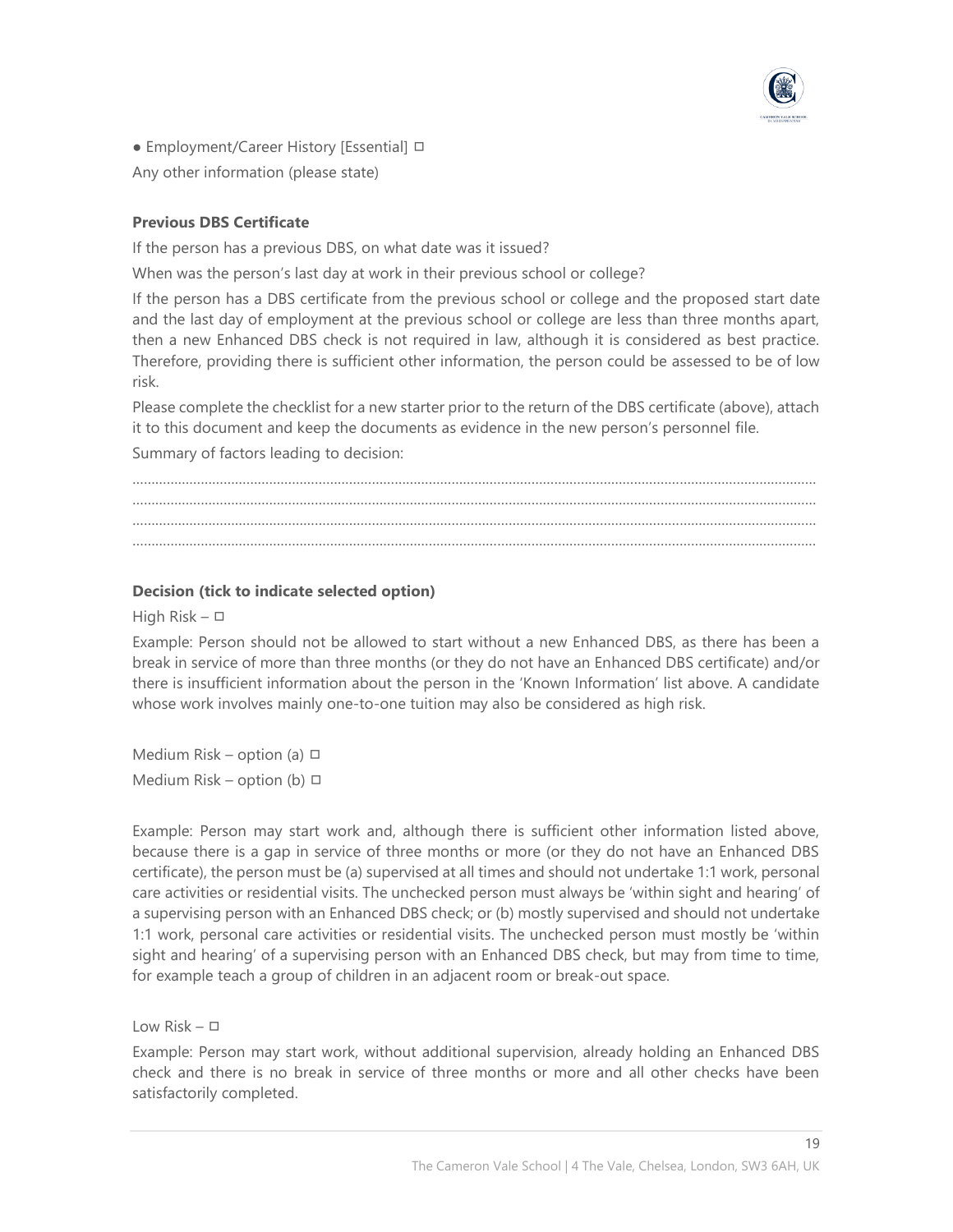● Employment/Career History [Essential] ☐

Any other information (please state)

**Previous DBS Certificate**

If the person has a previous DBS, on what date was it issued?

When was the person's last day at work in their previous school or college?

If the person has a DBS certificate from the previous school or college and the proposed start date and the last day of employment at the previous school or college are less than three months apart, then a new Enhanced DBS check is not required in law, although it is considered as best practice. Therefore, providing there is sufficient other information, the person could be assessed to be of low risk.

Please complete the checklist for a new starter prior to the return of the DBS certificate (above), attach it to this document and keep the documents as evidence in the new person's personnel file.

Summary of factors leading to decision:

.................................................................................................................................................................
.................................................................................................................................................................
.................................................................................................................................................................
.................................................................................................................................................................

**Decision (tick to indicate selected option)**

High Risk – ☐

Example: Person should not be allowed to start without a new Enhanced DBS, as there has been a break in service of more than three months (or they do not have an Enhanced DBS certificate) and/or there is insufficient information about the person in the 'Known Information' list above. A candidate whose work involves mainly one-to-one tuition may also be considered as high risk.

Medium Risk – option (a) ☐

Medium Risk – option (b) ☐

Example: Person may start work and, although there is sufficient other information listed above, because there is a gap in service of three months or more (or they do not have an Enhanced DBS certificate), the person must be (a) supervised at all times and should not undertake 1:1 work, personal care activities or residential visits. The unchecked person must always be 'within sight and hearing' of a supervising person with an Enhanced DBS check; or (b) mostly supervised and should not undertake 1:1 work, personal care activities or residential visits. The unchecked person must mostly be 'within sight and hearing' of a supervising person with an Enhanced DBS check, but may from time to time, for example teach a group of children in an adjacent room or break-out space.

Low Risk – ☐

Example: Person may start work, without additional supervision, already holding an Enhanced DBS check and there is no break in service of three months or more and all other checks have been satisfactorily completed.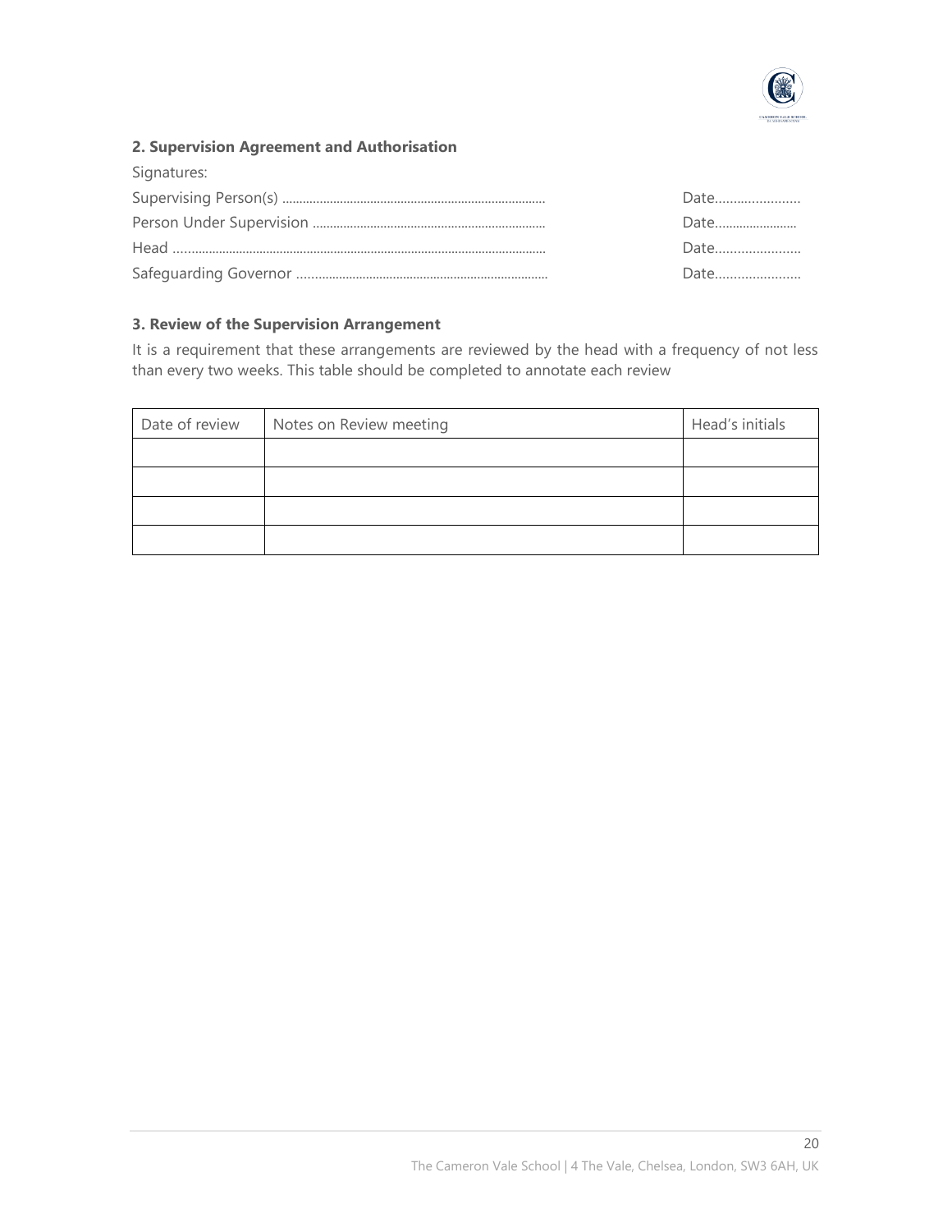### 2. Supervision Agreement and Authorisation

Signatures:

Supervising Person(s) ............................................................................ Date......................

Person Under Supervision .................................................................... Date.......................

Head ............................................................................................................ Date......................

Safeguarding Governor ......................................................................... Date......................

### 3. Review of the Supervision Arrangement

It is a requirement that these arrangements are reviewed by the head with a frequency of not less than every two weeks. This table should be completed to annotate each review

| Date of review | Notes on Review meeting | Head's initials |
|---|---|---|
| | | |
| | | |
| | | |
| | | |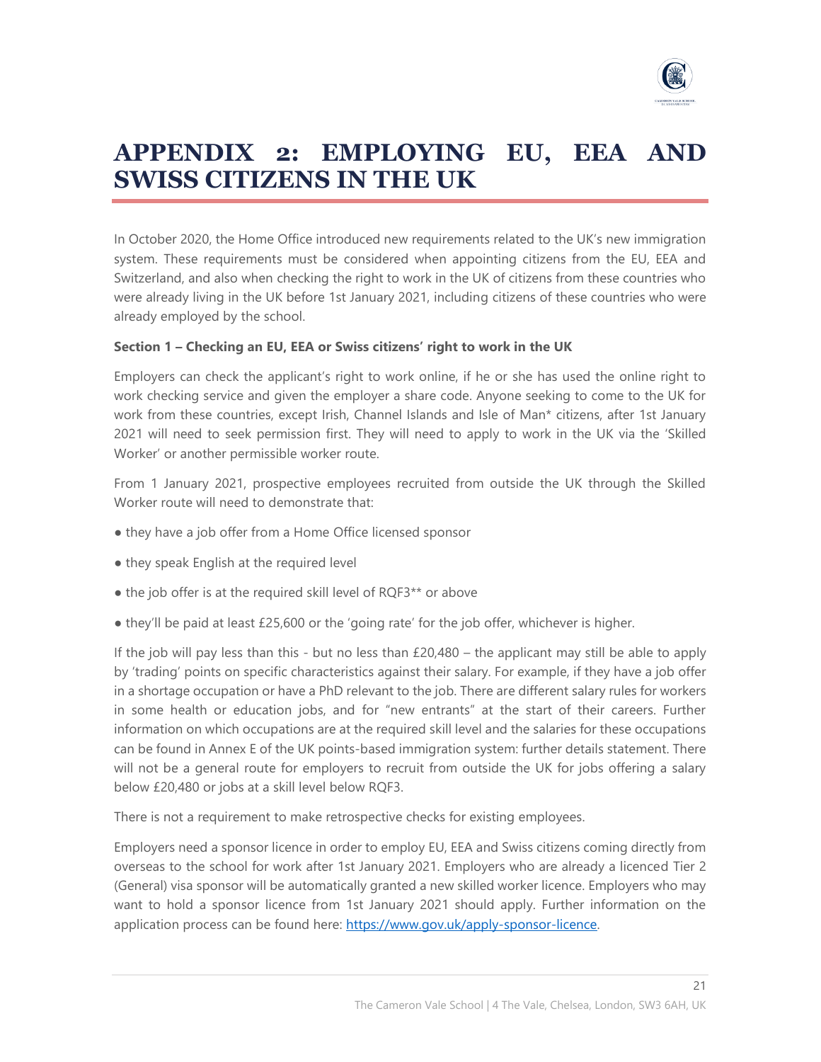# APPENDIX 2: EMPLOYING EU, EEA AND SWISS CITIZENS IN THE UK

In October 2020, the Home Office introduced new requirements related to the UK's new immigration system. These requirements must be considered when appointing citizens from the EU, EEA and Switzerland, and also when checking the right to work in the UK of citizens from these countries who were already living in the UK before 1st January 2021, including citizens of these countries who were already employed by the school.

**Section 1 – Checking an EU, EEA or Swiss citizens' right to work in the UK**

Employers can check the applicant's right to work online, if he or she has used the online right to work checking service and given the employer a share code. Anyone seeking to come to the UK for work from these countries, except Irish, Channel Islands and Isle of Man* citizens, after 1st January 2021 will need to seek permission first. They will need to apply to work in the UK via the 'Skilled Worker' or another permissible worker route.

From 1 January 2021, prospective employees recruited from outside the UK through the Skilled Worker route will need to demonstrate that:

- they have a job offer from a Home Office licensed sponsor
- they speak English at the required level
- the job offer is at the required skill level of RQF3** or above
- they'll be paid at least £25,600 or the 'going rate' for the job offer, whichever is higher.

If the job will pay less than this - but no less than £20,480 – the applicant may still be able to apply by 'trading' points on specific characteristics against their salary. For example, if they have a job offer in a shortage occupation or have a PhD relevant to the job. There are different salary rules for workers in some health or education jobs, and for "new entrants" at the start of their careers. Further information on which occupations are at the required skill level and the salaries for these occupations can be found in Annex E of the UK points-based immigration system: further details statement. There will not be a general route for employers to recruit from outside the UK for jobs offering a salary below £20,480 or jobs at a skill level below RQF3.

There is not a requirement to make retrospective checks for existing employees.

Employers need a sponsor licence in order to employ EU, EEA and Swiss citizens coming directly from overseas to the school for work after 1st January 2021. Employers who are already a licenced Tier 2 (General) visa sponsor will be automatically granted a new skilled worker licence. Employers who may want to hold a sponsor licence from 1st January 2021 should apply. Further information on the application process can be found here: https://www.gov.uk/apply-sponsor-licence.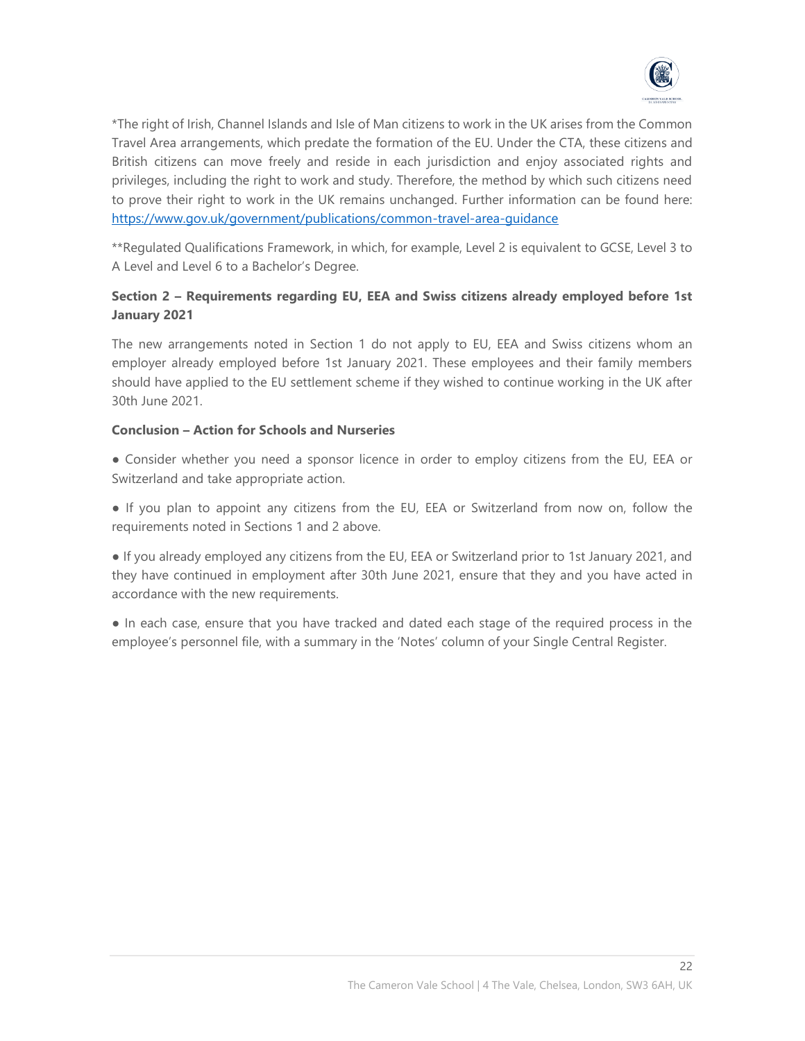*The right of Irish, Channel Islands and Isle of Man citizens to work in the UK arises from the Common Travel Area arrangements, which predate the formation of the EU. Under the CTA, these citizens and British citizens can move freely and reside in each jurisdiction and enjoy associated rights and privileges, including the right to work and study. Therefore, the method by which such citizens need to prove their right to work in the UK remains unchanged. Further information can be found here: https://www.gov.uk/government/publications/common-travel-area-guidance

**Regulated Qualifications Framework, in which, for example, Level 2 is equivalent to GCSE, Level 3 to A Level and Level 6 to a Bachelor's Degree.

### Section 2 – Requirements regarding EU, EEA and Swiss citizens already employed before 1st January 2021

The new arrangements noted in Section 1 do not apply to EU, EEA and Swiss citizens whom an employer already employed before 1st January 2021. These employees and their family members should have applied to the EU settlement scheme if they wished to continue working in the UK after 30th June 2021.

### Conclusion – Action for Schools and Nurseries

- Consider whether you need a sponsor licence in order to employ citizens from the EU, EEA or Switzerland and take appropriate action.

- If you plan to appoint any citizens from the EU, EEA or Switzerland from now on, follow the requirements noted in Sections 1 and 2 above.

- If you already employed any citizens from the EU, EEA or Switzerland prior to 1st January 2021, and they have continued in employment after 30th June 2021, ensure that they and you have acted in accordance with the new requirements.

- In each case, ensure that you have tracked and dated each stage of the required process in the employee's personnel file, with a summary in the 'Notes' column of your Single Central Register.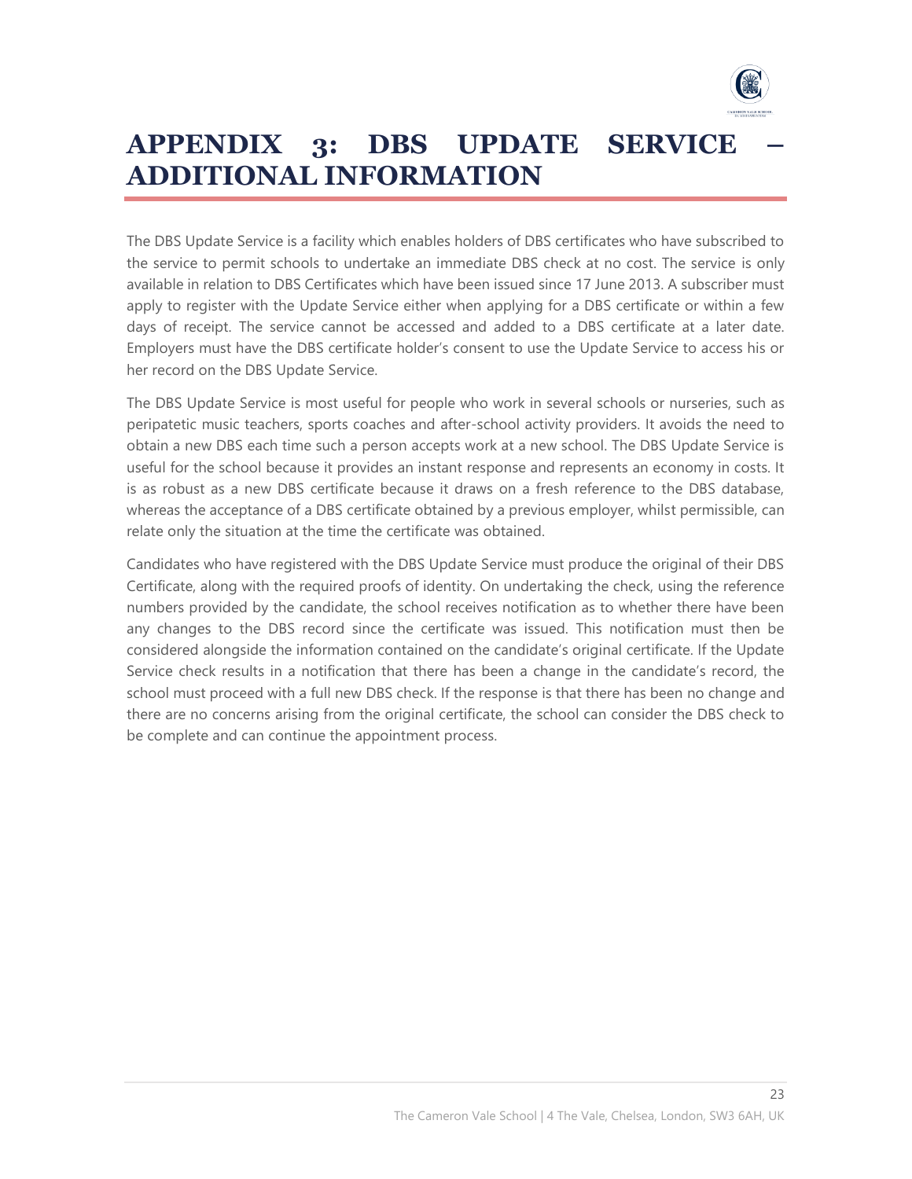# APPENDIX 3: DBS UPDATE SERVICE – ADDITIONAL INFORMATION

The DBS Update Service is a facility which enables holders of DBS certificates who have subscribed to the service to permit schools to undertake an immediate DBS check at no cost. The service is only available in relation to DBS Certificates which have been issued since 17 June 2013. A subscriber must apply to register with the Update Service either when applying for a DBS certificate or within a few days of receipt. The service cannot be accessed and added to a DBS certificate at a later date. Employers must have the DBS certificate holder's consent to use the Update Service to access his or her record on the DBS Update Service.

The DBS Update Service is most useful for people who work in several schools or nurseries, such as peripatetic music teachers, sports coaches and after-school activity providers. It avoids the need to obtain a new DBS each time such a person accepts work at a new school. The DBS Update Service is useful for the school because it provides an instant response and represents an economy in costs. It is as robust as a new DBS certificate because it draws on a fresh reference to the DBS database, whereas the acceptance of a DBS certificate obtained by a previous employer, whilst permissible, can relate only the situation at the time the certificate was obtained.

Candidates who have registered with the DBS Update Service must produce the original of their DBS Certificate, along with the required proofs of identity. On undertaking the check, using the reference numbers provided by the candidate, the school receives notification as to whether there have been any changes to the DBS record since the certificate was issued. This notification must then be considered alongside the information contained on the candidate's original certificate. If the Update Service check results in a notification that there has been a change in the candidate's record, the school must proceed with a full new DBS check. If the response is that there has been no change and there are no concerns arising from the original certificate, the school can consider the DBS check to be complete and can continue the appointment process.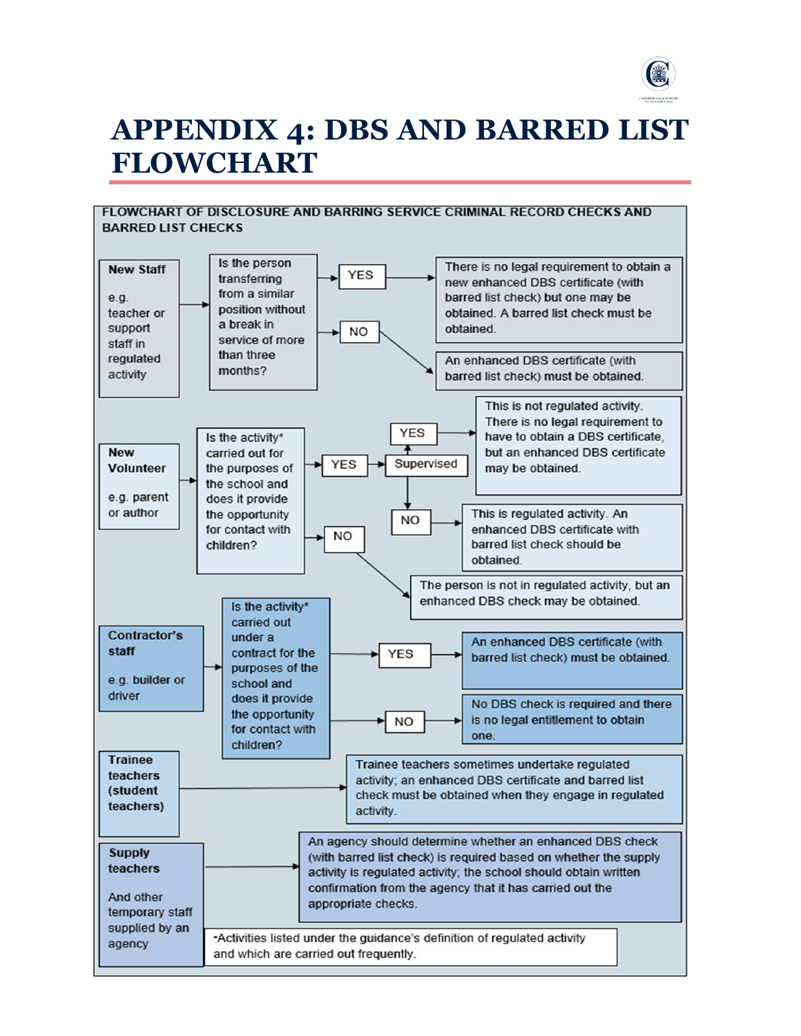# APPENDIX 4: DBS AND BARRED LIST FLOWCHART

**FLOWCHART OF DISCLOSURE AND BARRING SERVICE CRIMINAL RECORD CHECKS AND BARRED LIST CHECKS**

**New Staff**

e.g. teacher or support staff in regulated activity

→ Is the person transferring from a similar position without a break in service of more than three months?

- **YES** → There is no legal requirement to obtain a new enhanced DBS certificate (with barred list check) but one may be obtained. A barred list check must be obtained.
- **NO** → An enhanced DBS certificate (with barred list check) must be obtained.

**New Volunteer**

e.g. parent or author

→ Is the activity* carried out for the purposes of the school and does it provide the opportunity for contact with children?

- **YES** → Supervised
  - **YES** → This is not regulated activity. There is no legal requirement to have to obtain a DBS certificate, but an enhanced DBS certificate may be obtained.
  - **NO** → This is regulated activity. An enhanced DBS certificate with barred list check should be obtained.
- **NO** → The person is not in regulated activity, but an enhanced DBS check may be obtained.

**Contractor's staff**

e.g. builder or driver

→ Is the activity* carried out under a contract for the purposes of the school and does it provide the opportunity for contact with children?

- **YES** → An enhanced DBS certificate (with barred list check) must be obtained.
- **NO** → No DBS check is required and there is no legal entitlement to obtain one.

**Trainee teachers (student teachers)**

→ Trainee teachers sometimes undertake regulated activity; an enhanced DBS certificate and barred list check must be obtained when they engage in regulated activity.

**Supply teachers**

And other temporary staff supplied by an agency

→ An agency should determine whether an enhanced DBS check (with barred list check) is required based on whether the supply activity is regulated activity; the school should obtain written confirmation from the agency that it has carried out the appropriate checks.

*Activities listed under the guidance's definition of regulated activity and which are carried out frequently.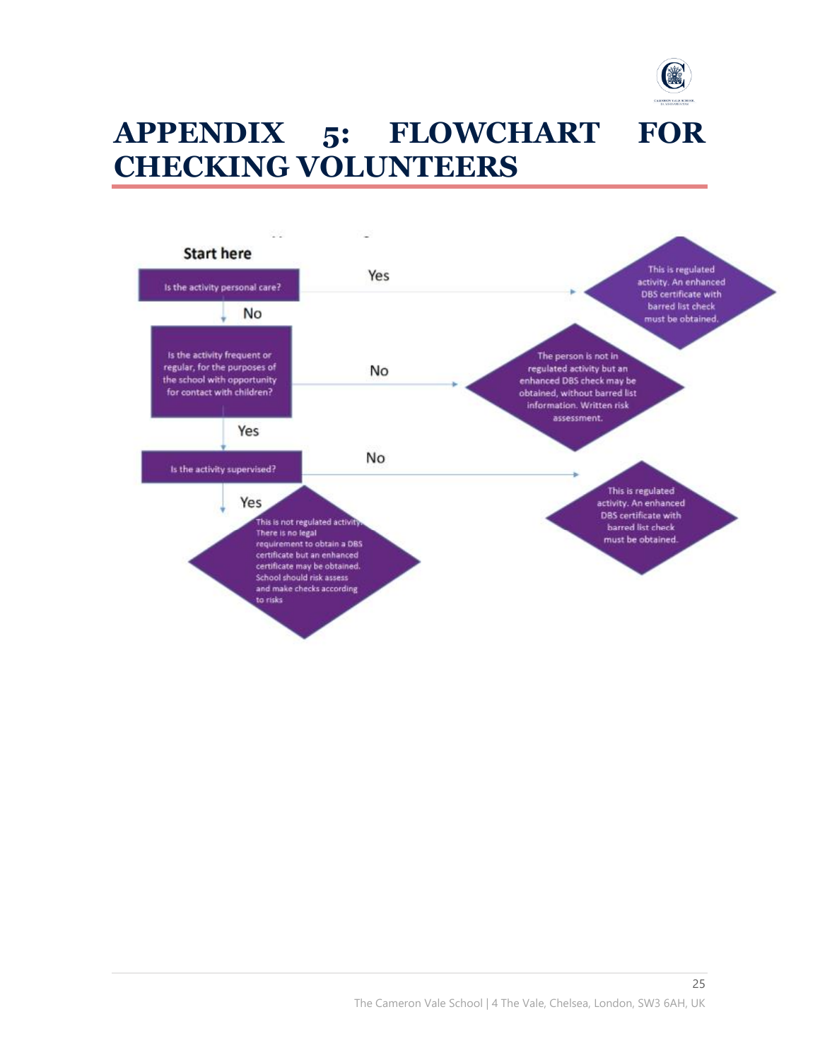# APPENDIX 5: FLOWCHART FOR CHECKING VOLUNTEERS

**Start here**

Is the activity personal care?

- **Yes** → This is regulated activity. An enhanced DBS certificate with barred list check must be obtained.
- **No** ↓

Is the activity frequent or regular, for the purposes of the school with opportunity for contact with children?

- **No** → The person is not in regulated activity but an enhanced DBS check may be obtained, without barred list information. Written risk assessment.
- **Yes** ↓

Is the activity supervised?

- **No** → This is regulated activity. An enhanced DBS certificate with barred list check must be obtained.
- **Yes** → This is not regulated activity. There is no legal requirement to obtain a DBS certificate but an enhanced certificate may be obtained. School should risk assess and make checks according to risks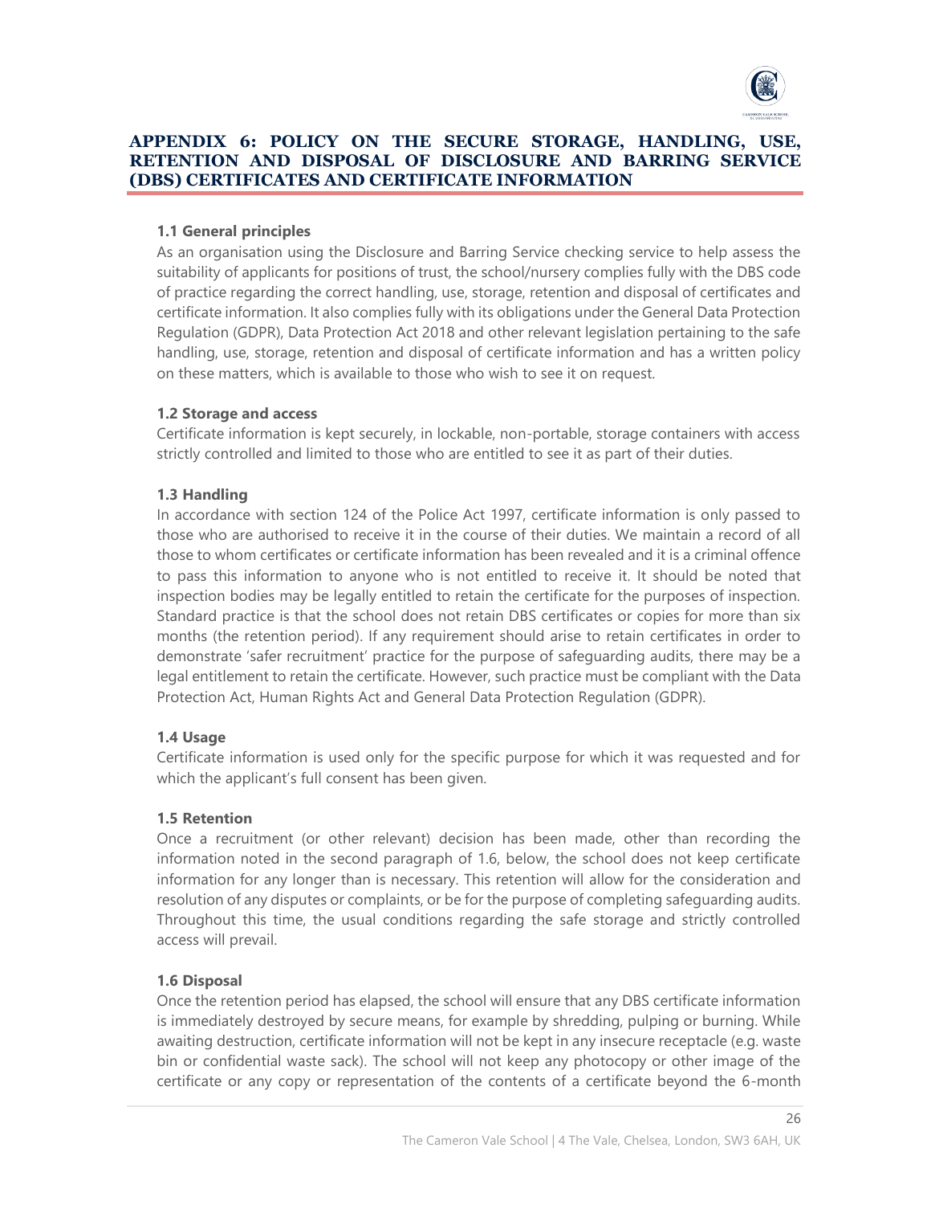## APPENDIX 6: POLICY ON THE SECURE STORAGE, HANDLING, USE, RETENTION AND DISPOSAL OF DISCLOSURE AND BARRING SERVICE (DBS) CERTIFICATES AND CERTIFICATE INFORMATION

### 1.1 General principles

As an organisation using the Disclosure and Barring Service checking service to help assess the suitability of applicants for positions of trust, the school/nursery complies fully with the DBS code of practice regarding the correct handling, use, storage, retention and disposal of certificates and certificate information. It also complies fully with its obligations under the General Data Protection Regulation (GDPR), Data Protection Act 2018 and other relevant legislation pertaining to the safe handling, use, storage, retention and disposal of certificate information and has a written policy on these matters, which is available to those who wish to see it on request.

### 1.2 Storage and access

Certificate information is kept securely, in lockable, non-portable, storage containers with access strictly controlled and limited to those who are entitled to see it as part of their duties.

### 1.3 Handling

In accordance with section 124 of the Police Act 1997, certificate information is only passed to those who are authorised to receive it in the course of their duties. We maintain a record of all those to whom certificates or certificate information has been revealed and it is a criminal offence to pass this information to anyone who is not entitled to receive it. It should be noted that inspection bodies may be legally entitled to retain the certificate for the purposes of inspection. Standard practice is that the school does not retain DBS certificates or copies for more than six months (the retention period). If any requirement should arise to retain certificates in order to demonstrate 'safer recruitment' practice for the purpose of safeguarding audits, there may be a legal entitlement to retain the certificate. However, such practice must be compliant with the Data Protection Act, Human Rights Act and General Data Protection Regulation (GDPR).

### 1.4 Usage

Certificate information is used only for the specific purpose for which it was requested and for which the applicant's full consent has been given.

### 1.5 Retention

Once a recruitment (or other relevant) decision has been made, other than recording the information noted in the second paragraph of 1.6, below, the school does not keep certificate information for any longer than is necessary. This retention will allow for the consideration and resolution of any disputes or complaints, or be for the purpose of completing safeguarding audits. Throughout this time, the usual conditions regarding the safe storage and strictly controlled access will prevail.

### 1.6 Disposal

Once the retention period has elapsed, the school will ensure that any DBS certificate information is immediately destroyed by secure means, for example by shredding, pulping or burning. While awaiting destruction, certificate information will not be kept in any insecure receptacle (e.g. waste bin or confidential waste sack). The school will not keep any photocopy or other image of the certificate or any copy or representation of the contents of a certificate beyond the 6-month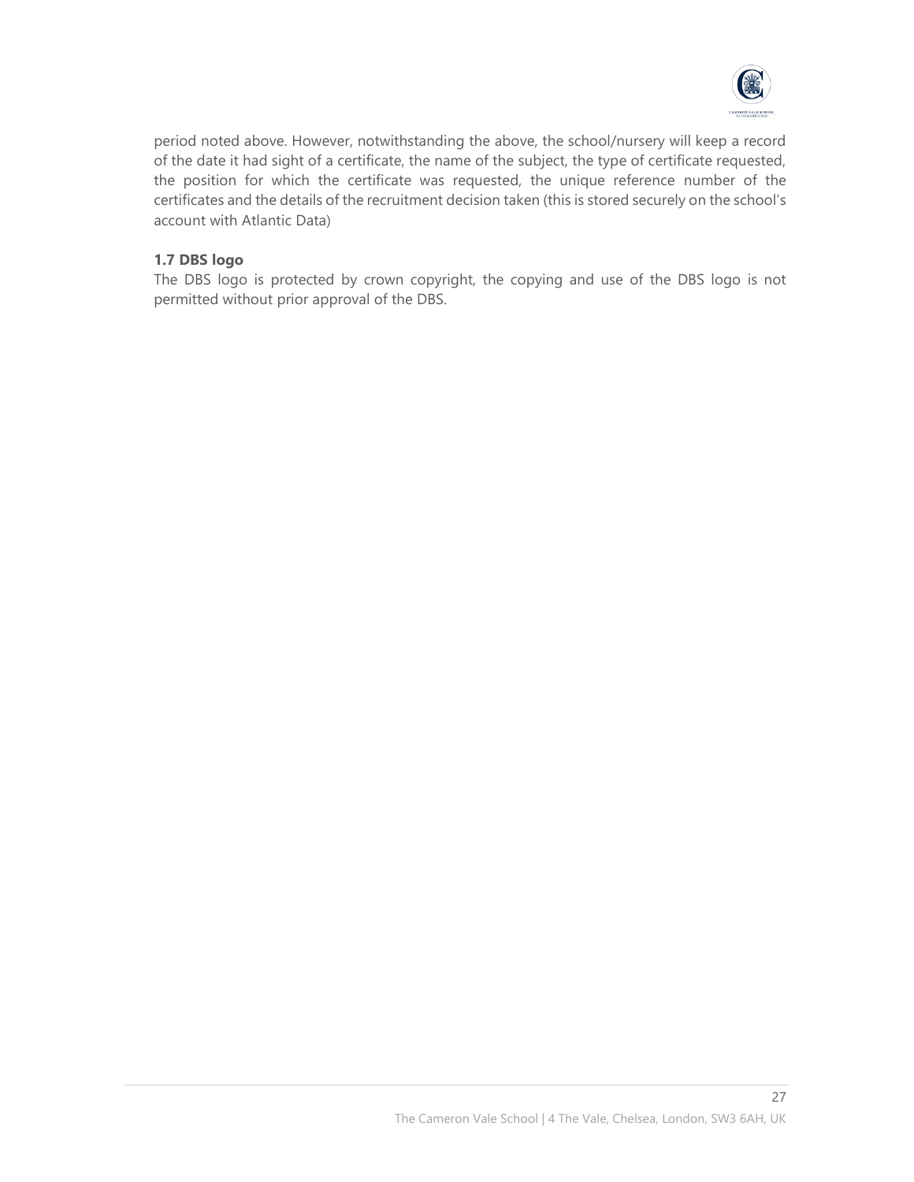period noted above. However, notwithstanding the above, the school/nursery will keep a record of the date it had sight of a certificate, the name of the subject, the type of certificate requested, the position for which the certificate was requested, the unique reference number of the certificates and the details of the recruitment decision taken (this is stored securely on the school's account with Atlantic Data)

**1.7 DBS logo**

The DBS logo is protected by crown copyright, the copying and use of the DBS logo is not permitted without prior approval of the DBS.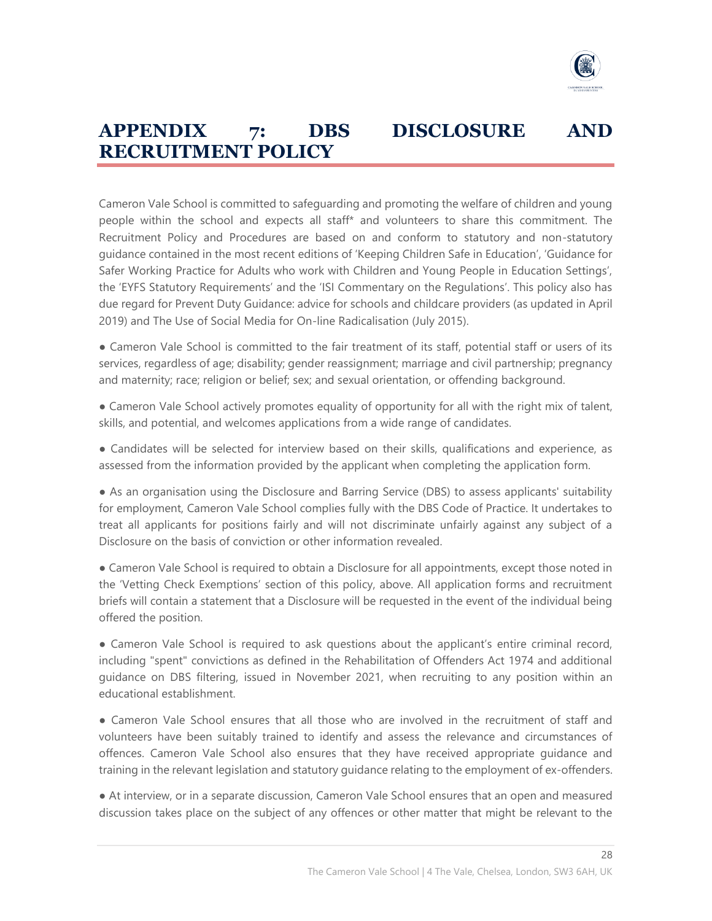# APPENDIX 7: DBS DISCLOSURE AND RECRUITMENT POLICY

Cameron Vale School is committed to safeguarding and promoting the welfare of children and young people within the school and expects all staff* and volunteers to share this commitment. The Recruitment Policy and Procedures are based on and conform to statutory and non-statutory guidance contained in the most recent editions of 'Keeping Children Safe in Education', 'Guidance for Safer Working Practice for Adults who work with Children and Young People in Education Settings', the 'EYFS Statutory Requirements' and the 'ISI Commentary on the Regulations'. This policy also has due regard for Prevent Duty Guidance: advice for schools and childcare providers (as updated in April 2019) and The Use of Social Media for On-line Radicalisation (July 2015).

● Cameron Vale School is committed to the fair treatment of its staff, potential staff or users of its services, regardless of age; disability; gender reassignment; marriage and civil partnership; pregnancy and maternity; race; religion or belief; sex; and sexual orientation, or offending background.

● Cameron Vale School actively promotes equality of opportunity for all with the right mix of talent, skills, and potential, and welcomes applications from a wide range of candidates.

● Candidates will be selected for interview based on their skills, qualifications and experience, as assessed from the information provided by the applicant when completing the application form.

● As an organisation using the Disclosure and Barring Service (DBS) to assess applicants' suitability for employment, Cameron Vale School complies fully with the DBS Code of Practice. It undertakes to treat all applicants for positions fairly and will not discriminate unfairly against any subject of a Disclosure on the basis of conviction or other information revealed.

● Cameron Vale School is required to obtain a Disclosure for all appointments, except those noted in the 'Vetting Check Exemptions' section of this policy, above. All application forms and recruitment briefs will contain a statement that a Disclosure will be requested in the event of the individual being offered the position.

● Cameron Vale School is required to ask questions about the applicant's entire criminal record, including "spent" convictions as defined in the Rehabilitation of Offenders Act 1974 and additional guidance on DBS filtering, issued in November 2021, when recruiting to any position within an educational establishment.

● Cameron Vale School ensures that all those who are involved in the recruitment of staff and volunteers have been suitably trained to identify and assess the relevance and circumstances of offences. Cameron Vale School also ensures that they have received appropriate guidance and training in the relevant legislation and statutory guidance relating to the employment of ex-offenders.

● At interview, or in a separate discussion, Cameron Vale School ensures that an open and measured discussion takes place on the subject of any offences or other matter that might be relevant to the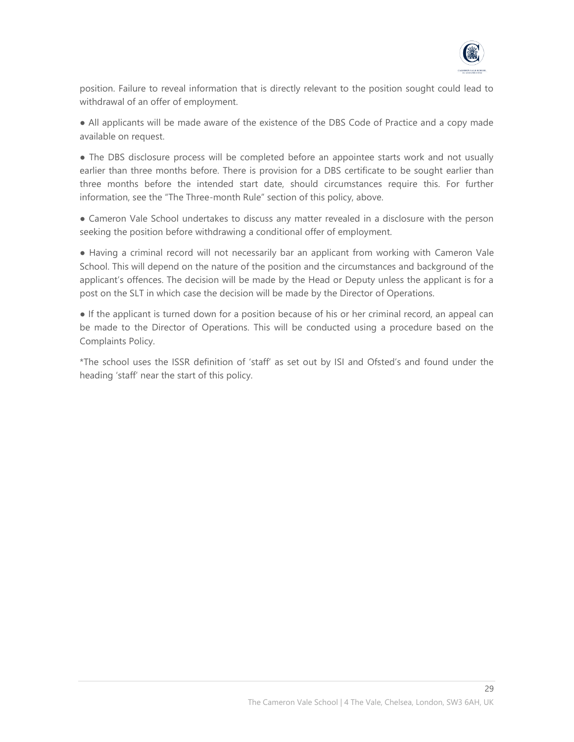position. Failure to reveal information that is directly relevant to the position sought could lead to withdrawal of an offer of employment.

- All applicants will be made aware of the existence of the DBS Code of Practice and a copy made available on request.

- The DBS disclosure process will be completed before an appointee starts work and not usually earlier than three months before. There is provision for a DBS certificate to be sought earlier than three months before the intended start date, should circumstances require this. For further information, see the "The Three-month Rule" section of this policy, above.

- Cameron Vale School undertakes to discuss any matter revealed in a disclosure with the person seeking the position before withdrawing a conditional offer of employment.

- Having a criminal record will not necessarily bar an applicant from working with Cameron Vale School. This will depend on the nature of the position and the circumstances and background of the applicant's offences. The decision will be made by the Head or Deputy unless the applicant is for a post on the SLT in which case the decision will be made by the Director of Operations.

- If the applicant is turned down for a position because of his or her criminal record, an appeal can be made to the Director of Operations. This will be conducted using a procedure based on the Complaints Policy.

*The school uses the ISSR definition of 'staff' as set out by ISI and Ofsted's and found under the heading 'staff' near the start of this policy.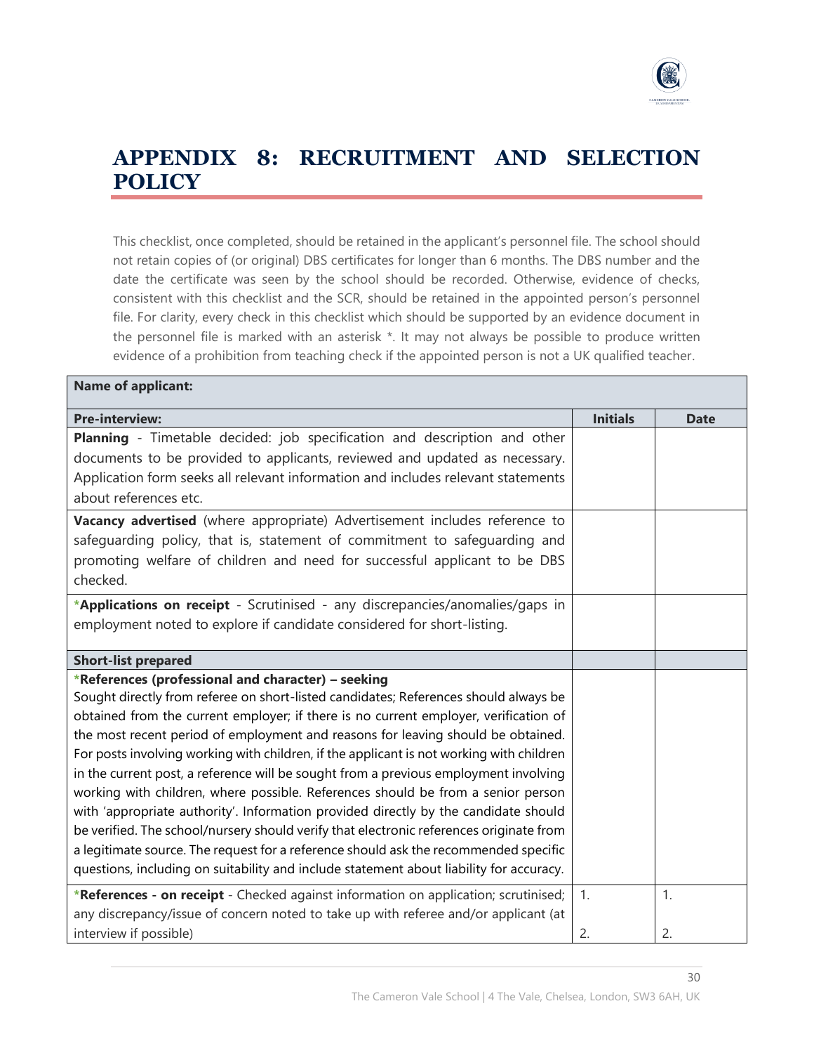# APPENDIX 8: RECRUITMENT AND SELECTION POLICY

This checklist, once completed, should be retained in the applicant's personnel file. The school should not retain copies of (or original) DBS certificates for longer than 6 months. The DBS number and the date the certificate was seen by the school should be recorded. Otherwise, evidence of checks, consistent with this checklist and the SCR, should be retained in the appointed person's personnel file. For clarity, every check in this checklist which should be supported by an evidence document in the personnel file is marked with an asterisk *. It may not always be possible to produce written evidence of a prohibition from teaching check if the appointed person is not a UK qualified teacher.

| **Name of applicant:** | | |
|---|---|---|
| **Pre-interview:** | **Initials** | **Date** |
| **Planning** - Timetable decided: job specification and description and other documents to be provided to applicants, reviewed and updated as necessary. Application form seeks all relevant information and includes relevant statements about references etc. | | |
| **Vacancy advertised** (where appropriate) Advertisement includes reference to safeguarding policy, that is, statement of commitment to safeguarding and promoting welfare of children and need for successful applicant to be DBS checked. | | |
| ***Applications on receipt** - Scrutinised - any discrepancies/anomalies/gaps in employment noted to explore if candidate considered for short-listing. | | |
| **Short-list prepared** | | |
| ***References (professional and character) – seeking** Sought directly from referee on short-listed candidates; References should always be obtained from the current employer; if there is no current employer, verification of the most recent period of employment and reasons for leaving should be obtained. For posts involving working with children, if the applicant is not working with children in the current post, a reference will be sought from a previous employment involving working with children, where possible. References should be from a senior person with 'appropriate authority'. Information provided directly by the candidate should be verified. The school/nursery should verify that electronic references originate from a legitimate source. The request for a reference should ask the recommended specific questions, including on suitability and include statement about liability for accuracy. | | |
| ***References - on receipt** - Checked against information on application; scrutinised; any discrepancy/issue of concern noted to take up with referee and/or applicant (at interview if possible) | 1.<br>2. | 1.<br>2. |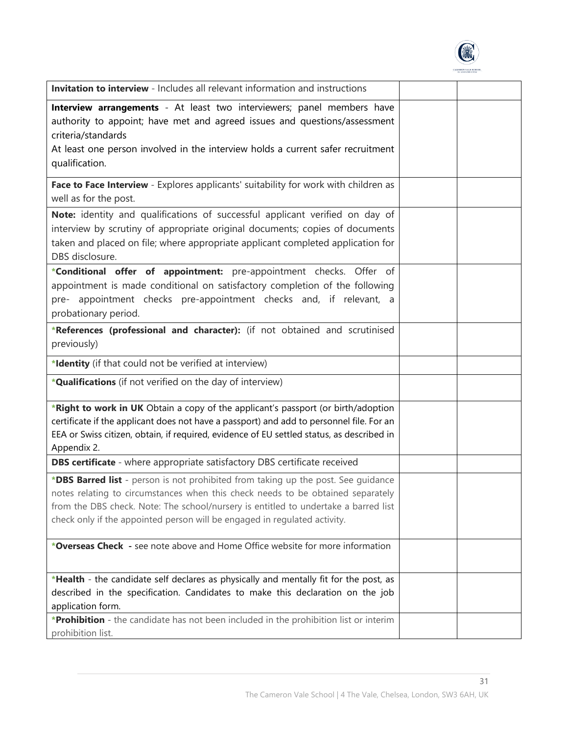| | | |
|---|---|---|
| **Invitation to interview** - Includes all relevant information and instructions | | |
| **Interview arrangements** - At least two interviewers; panel members have authority to appoint; have met and agreed issues and questions/assessment criteria/standards<br>At least one person involved in the interview holds a current safer recruitment qualification. | | |
| **Face to Face Interview** - Explores applicants' suitability for work with children as well as for the post. | | |
| **Note:** identity and qualifications of successful applicant verified on day of interview by scrutiny of appropriate original documents; copies of documents taken and placed on file; where appropriate applicant completed application for DBS disclosure. | | |
| ***Conditional offer of appointment:** pre-appointment checks. Offer of appointment is made conditional on satisfactory completion of the following pre- appointment checks pre-appointment checks and, if relevant, a probationary period. | | |
| ***References (professional and character):** (if not obtained and scrutinised previously) | | |
| ***Identity** (if that could not be verified at interview) | | |
| ***Qualifications** (if not verified on the day of interview) | | |
| ***Right to work in UK** Obtain a copy of the applicant's passport (or birth/adoption certificate if the applicant does not have a passport) and add to personnel file. For an EEA or Swiss citizen, obtain, if required, evidence of EU settled status, as described in Appendix 2. | | |
| **DBS certificate** - where appropriate satisfactory DBS certificate received | | |
| ***DBS Barred list** - person is not prohibited from taking up the post. See guidance notes relating to circumstances when this check needs to be obtained separately from the DBS check. Note: The school/nursery is entitled to undertake a barred list check only if the appointed person will be engaged in regulated activity. | | |
| ***Overseas Check** - see note above and Home Office website for more information | | |
| ***Health** - the candidate self declares as physically and mentally fit for the post, as described in the specification. Candidates to make this declaration on the job application form. | | |
| ***Prohibition** - the candidate has not been included in the prohibition list or interim prohibition list. | | |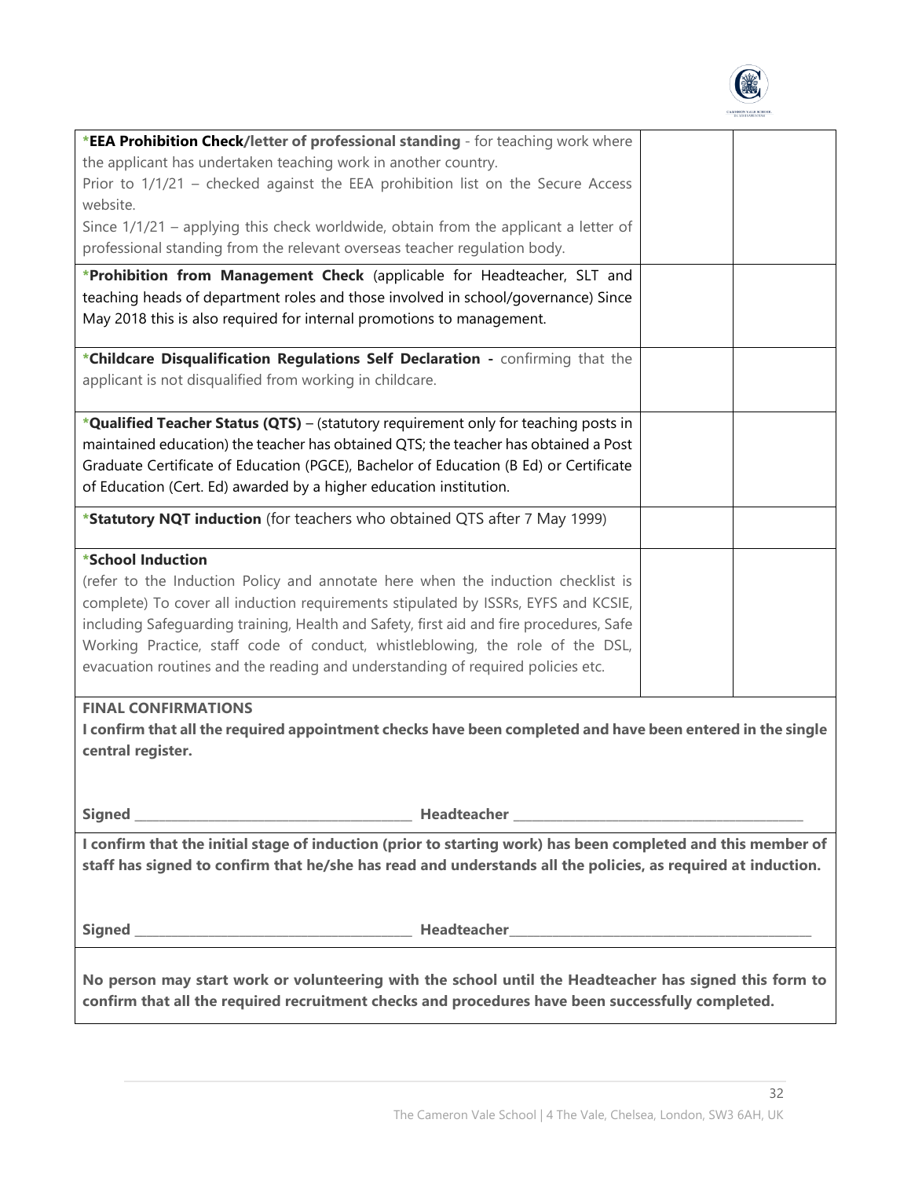| | | |
|---|---|---|
| ***EEA Prohibition Check/letter of professional standing** - for teaching work where the applicant has undertaken teaching work in another country.<br>Prior to 1/1/21 – checked against the EEA prohibition list on the Secure Access website.<br>Since 1/1/21 – applying this check worldwide, obtain from the applicant a letter of professional standing from the relevant overseas teacher regulation body. | | |
| ***Prohibition from Management Check** (applicable for Headteacher, SLT and teaching heads of department roles and those involved in school/governance) Since May 2018 this is also required for internal promotions to management. | | |
| ***Childcare Disqualification Regulations Self Declaration -** confirming that the applicant is not disqualified from working in childcare. | | |
| ***Qualified Teacher Status (QTS)** – (statutory requirement only for teaching posts in maintained education) the teacher has obtained QTS; the teacher has obtained a Post Graduate Certificate of Education (PGCE), Bachelor of Education (B Ed) or Certificate of Education (Cert. Ed) awarded by a higher education institution. | | |
| ***Statutory NQT induction** (for teachers who obtained QTS after 7 May 1999) | | |
| ***School Induction**<br>(refer to the Induction Policy and annotate here when the induction checklist is complete) To cover all induction requirements stipulated by ISSRs, EYFS and KCSIE, including Safeguarding training, Health and Safety, first aid and fire procedures, Safe Working Practice, staff code of conduct, whistleblowing, the role of the DSL, evacuation routines and the reading and understanding of required policies etc. | | |

**FINAL CONFIRMATIONS**

**I confirm that all the required appointment checks have been completed and have been entered in the single central register.**

**Signed** ________________________ **Headteacher** ________________________

**I confirm that the initial stage of induction (prior to starting work) has been completed and this member of staff has signed to confirm that he/she has read and understands all the policies, as required at induction.**

**Signed** ________________________ **Headteacher** ________________________

**No person may start work or volunteering with the school until the Headteacher has signed this form to confirm that all the required recruitment checks and procedures have been successfully completed.**